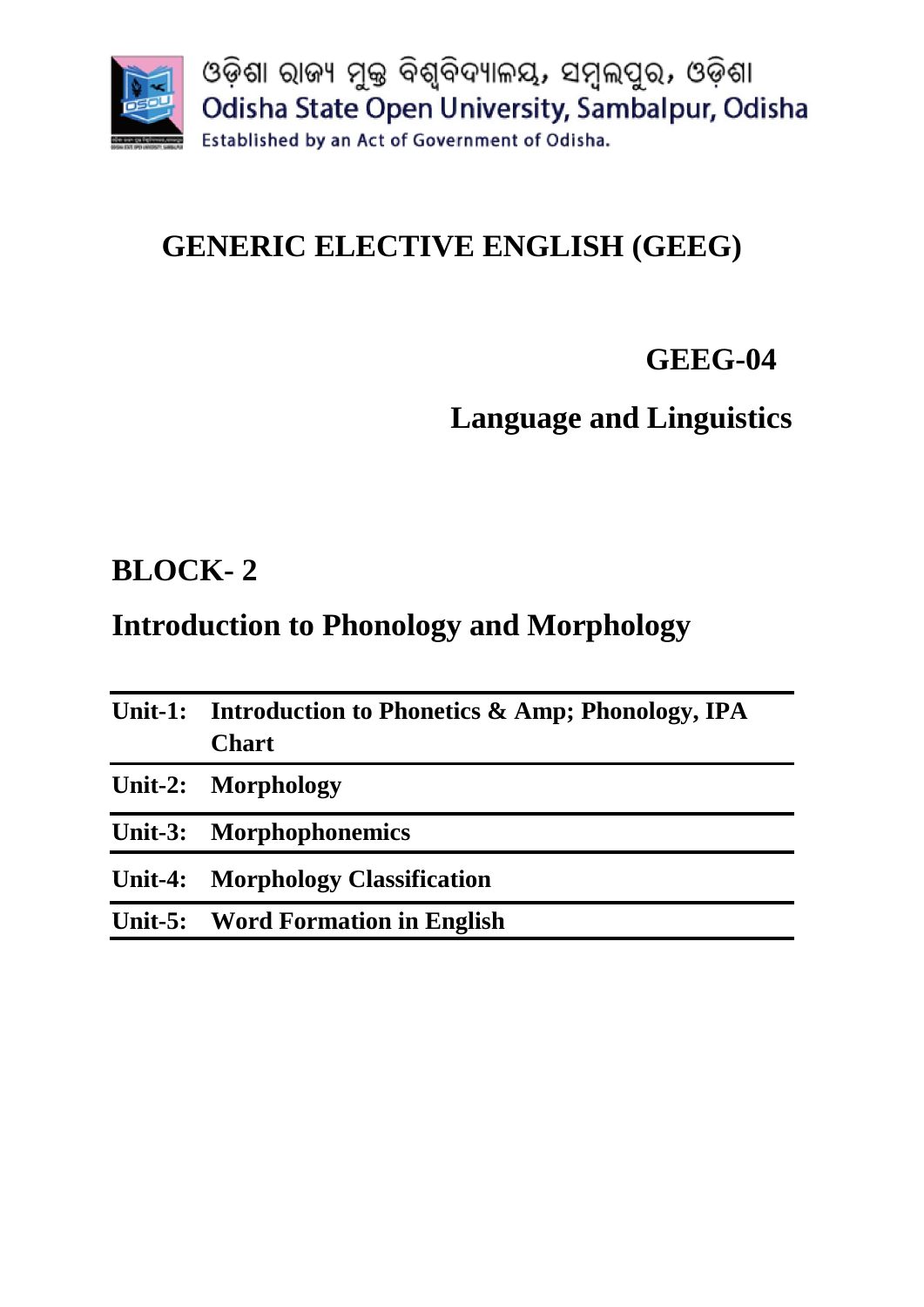ଓଡ଼ିଶା ରାଜ୍ୟ ମୁକ୍ତ ବିଶ୍ୱବିଦ୍ୟାଳୟ, ସମ୍ବଲପୁର, ଓଡ଼ିଶା

Odisha State Open University, Sambalpur, Odisha

Established by an Act of Government of Odisha.

# GENERIC ELECTIVE ENGLISH (GEEG)

## GEEG-04

## Language and Linguistics

## BLOCK- 2

## Introduction to Phonology and Morphology

| | |
|---|---|
| **Unit-1:** | **Introduction to Phonetics & Amp; Phonology, IPA Chart** |
| **Unit-2:** | **Morphology** |
| **Unit-3:** | **Morphophonemics** |
| **Unit-4:** | **Morphology Classification** |
| **Unit-5:** | **Word Formation in English** |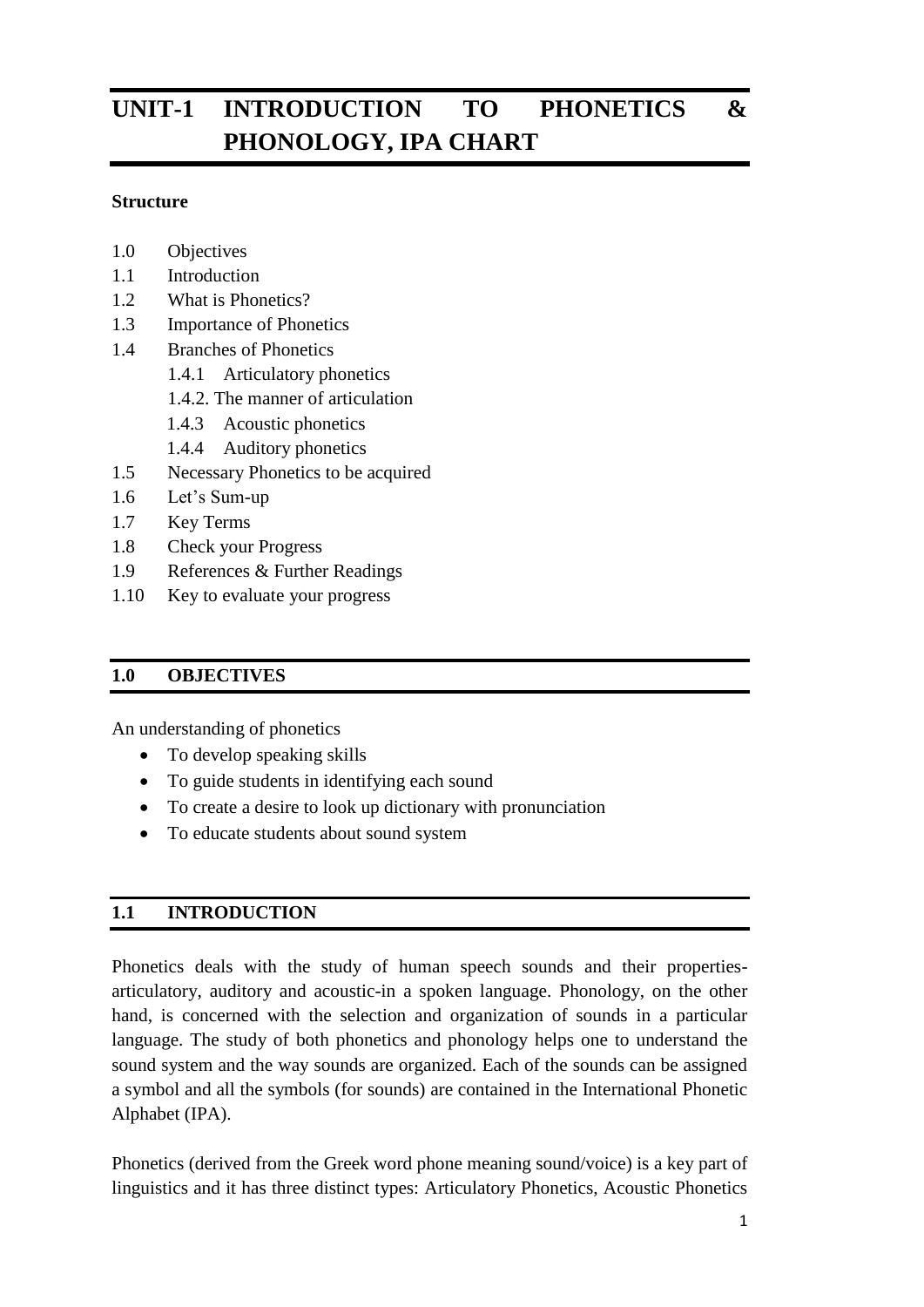# UNIT-1 INTRODUCTION TO PHONETICS & PHONOLOGY, IPA CHART

**Structure**

1.0 Objectives
1.1 Introduction
1.2 What is Phonetics?
1.3 Importance of Phonetics
1.4 Branches of Phonetics
  1.4.1 Articulatory phonetics
  1.4.2. The manner of articulation
  1.4.3 Acoustic phonetics
  1.4.4 Auditory phonetics
1.5 Necessary Phonetics to be acquired
1.6 Let's Sum-up
1.7 Key Terms
1.8 Check your Progress
1.9 References & Further Readings
1.10 Key to evaluate your progress

## 1.0 OBJECTIVES

An understanding of phonetics

- To develop speaking skills
- To guide students in identifying each sound
- To create a desire to look up dictionary with pronunciation
- To educate students about sound system

## 1.1 INTRODUCTION

Phonetics deals with the study of human speech sounds and their properties-articulatory, auditory and acoustic-in a spoken language. Phonology, on the other hand, is concerned with the selection and organization of sounds in a particular language. The study of both phonetics and phonology helps one to understand the sound system and the way sounds are organized. Each of the sounds can be assigned a symbol and all the symbols (for sounds) are contained in the International Phonetic Alphabet (IPA).

Phonetics (derived from the Greek word phone meaning sound/voice) is a key part of linguistics and it has three distinct types: Articulatory Phonetics, Acoustic Phonetics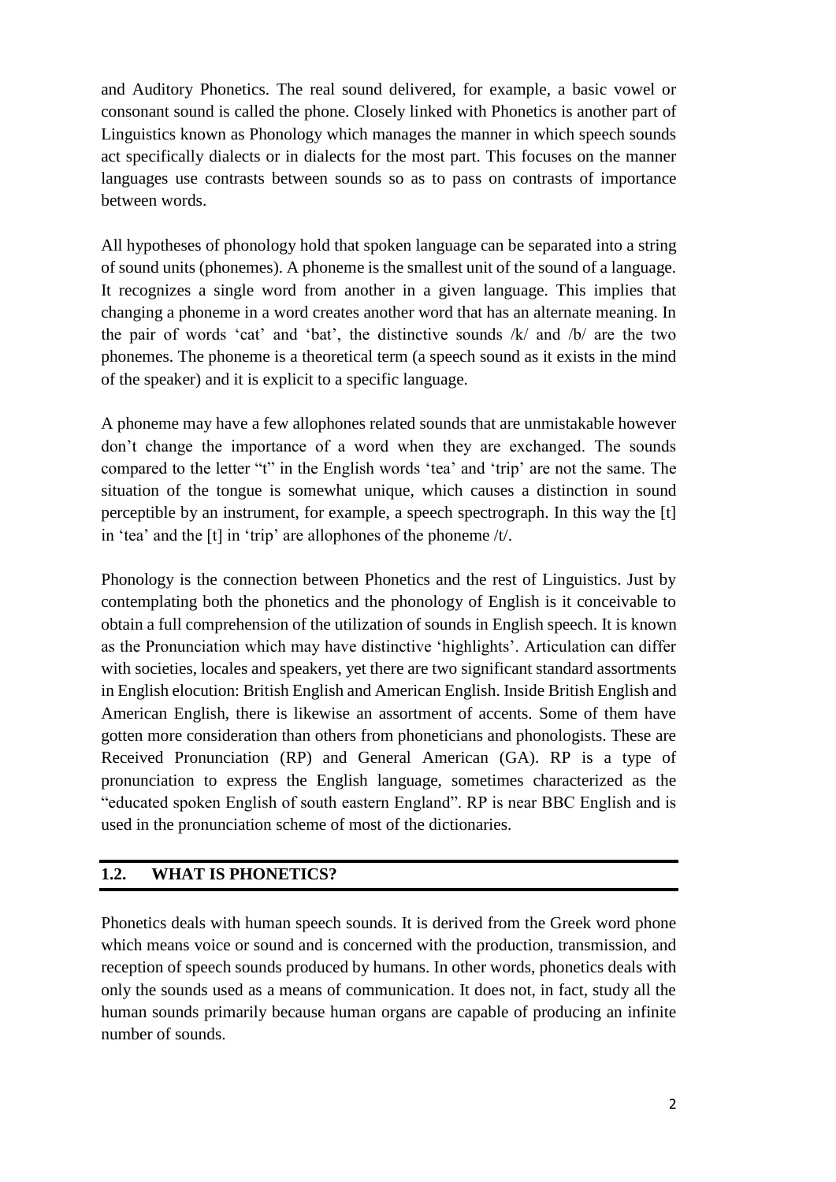and Auditory Phonetics. The real sound delivered, for example, a basic vowel or consonant sound is called the phone. Closely linked with Phonetics is another part of Linguistics known as Phonology which manages the manner in which speech sounds act specifically dialects or in dialects for the most part. This focuses on the manner languages use contrasts between sounds so as to pass on contrasts of importance between words.

All hypotheses of phonology hold that spoken language can be separated into a string of sound units (phonemes). A phoneme is the smallest unit of the sound of a language. It recognizes a single word from another in a given language. This implies that changing a phoneme in a word creates another word that has an alternate meaning. In the pair of words 'cat' and 'bat', the distinctive sounds /k/ and /b/ are the two phonemes. The phoneme is a theoretical term (a speech sound as it exists in the mind of the speaker) and it is explicit to a specific language.

A phoneme may have a few allophones related sounds that are unmistakable however don't change the importance of a word when they are exchanged. The sounds compared to the letter "t" in the English words 'tea' and 'trip' are not the same. The situation of the tongue is somewhat unique, which causes a distinction in sound perceptible by an instrument, for example, a speech spectrograph. In this way the [t] in 'tea' and the [t] in 'trip' are allophones of the phoneme /t/.

Phonology is the connection between Phonetics and the rest of Linguistics. Just by contemplating both the phonetics and the phonology of English is it conceivable to obtain a full comprehension of the utilization of sounds in English speech. It is known as the Pronunciation which may have distinctive 'highlights'. Articulation can differ with societies, locales and speakers, yet there are two significant standard assortments in English elocution: British English and American English. Inside British English and American English, there is likewise an assortment of accents. Some of them have gotten more consideration than others from phoneticians and phonologists. These are Received Pronunciation (RP) and General American (GA). RP is a type of pronunciation to express the English language, sometimes characterized as the "educated spoken English of south eastern England". RP is near BBC English and is used in the pronunciation scheme of most of the dictionaries.

## 1.2. WHAT IS PHONETICS?

Phonetics deals with human speech sounds. It is derived from the Greek word phone which means voice or sound and is concerned with the production, transmission, and reception of speech sounds produced by humans. In other words, phonetics deals with only the sounds used as a means of communication. It does not, in fact, study all the human sounds primarily because human organs are capable of producing an infinite number of sounds.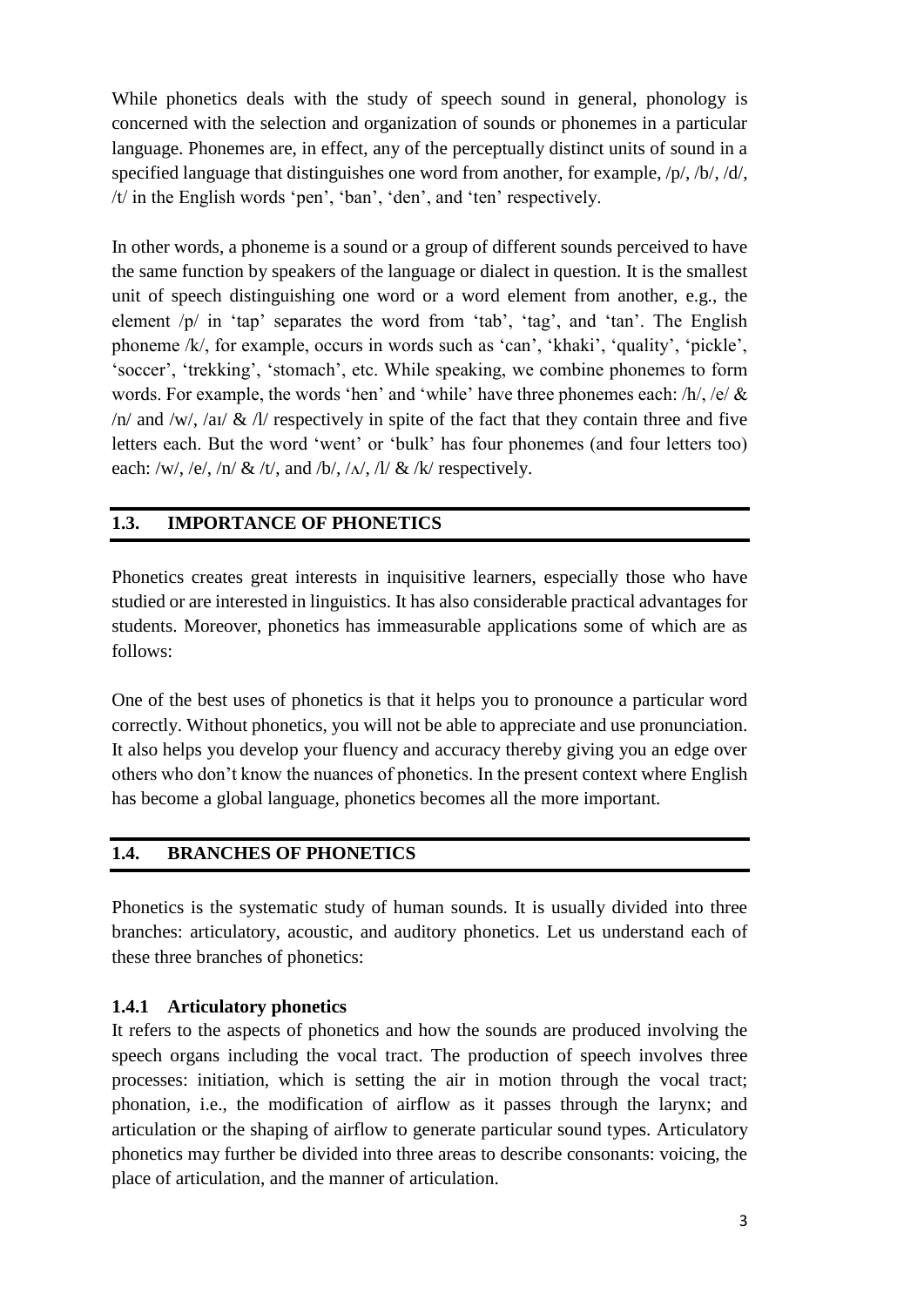While phonetics deals with the study of speech sound in general, phonology is concerned with the selection and organization of sounds or phonemes in a particular language. Phonemes are, in effect, any of the perceptually distinct units of sound in a specified language that distinguishes one word from another, for example, /p/, /b/, /d/, /t/ in the English words 'pen', 'ban', 'den', and 'ten' respectively.

In other words, a phoneme is a sound or a group of different sounds perceived to have the same function by speakers of the language or dialect in question. It is the smallest unit of speech distinguishing one word or a word element from another, e.g., the element /p/ in 'tap' separates the word from 'tab', 'tag', and 'tan'. The English phoneme /k/, for example, occurs in words such as 'can', 'khaki', 'quality', 'pickle', 'soccer', 'trekking', 'stomach', etc. While speaking, we combine phonemes to form words. For example, the words 'hen' and 'while' have three phonemes each: /h/, /e/ & /n/ and /w/, /aɪ/ & /l/ respectively in spite of the fact that they contain three and five letters each. But the word 'went' or 'bulk' has four phonemes (and four letters too) each: /w/, /e/, /n/ & /t/, and /b/, /ʌ/, /l/ & /k/ respectively.

## 1.3. IMPORTANCE OF PHONETICS

Phonetics creates great interests in inquisitive learners, especially those who have studied or are interested in linguistics. It has also considerable practical advantages for students. Moreover, phonetics has immeasurable applications some of which are as follows:

One of the best uses of phonetics is that it helps you to pronounce a particular word correctly. Without phonetics, you will not be able to appreciate and use pronunciation. It also helps you develop your fluency and accuracy thereby giving you an edge over others who don't know the nuances of phonetics. In the present context where English has become a global language, phonetics becomes all the more important.

## 1.4. BRANCHES OF PHONETICS

Phonetics is the systematic study of human sounds. It is usually divided into three branches: articulatory, acoustic, and auditory phonetics. Let us understand each of these three branches of phonetics:

### 1.4.1 Articulatory phonetics

It refers to the aspects of phonetics and how the sounds are produced involving the speech organs including the vocal tract. The production of speech involves three processes: initiation, which is setting the air in motion through the vocal tract; phonation, i.e., the modification of airflow as it passes through the larynx; and articulation or the shaping of airflow to generate particular sound types. Articulatory phonetics may further be divided into three areas to describe consonants: voicing, the place of articulation, and the manner of articulation.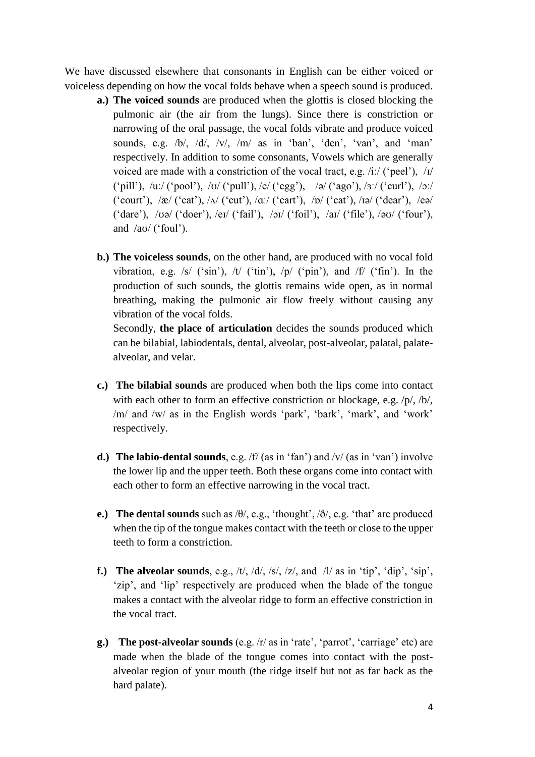We have discussed elsewhere that consonants in English can be either voiced or voiceless depending on how the vocal folds behave when a speech sound is produced.

**a.) The voiced sounds** are produced when the glottis is closed blocking the pulmonic air (the air from the lungs). Since there is constriction or narrowing of the oral passage, the vocal folds vibrate and produce voiced sounds, e.g. /b/, /d/, /v/, /m/ as in 'ban', 'den', 'van', and 'man' respectively. In addition to some consonants, Vowels which are generally voiced are made with a constriction of the vocal tract, e.g. /iː/ ('peel'), /ɪ/ ('pill'), /uː/ ('pool'), /ʊ/ ('pull'), /e/ ('egg'), /ə/ ('ago'), /ɜː/ ('curl'), /ɔː/ ('court'), /æ/ ('cat'), /ʌ/ ('cut'), /ɑː/ ('cart'), /ɒ/ ('cat'), /ɪə/ ('dear'), /eə/ ('dare'), /ʊə/ ('doer'), /eɪ/ ('fail'), /ɔɪ/ ('foil'), /aɪ/ ('file'), /əʊ/ ('four'), and /aʊ/ ('foul').

**b.) The voiceless sounds**, on the other hand, are produced with no vocal fold vibration, e.g. /s/ ('sin'), /t/ ('tin'), /p/ ('pin'), and /f/ ('fin'). In the production of such sounds, the glottis remains wide open, as in normal breathing, making the pulmonic air flow freely without causing any vibration of the vocal folds.

Secondly, **the place of articulation** decides the sounds produced which can be bilabial, labiodentals, dental, alveolar, post-alveolar, palatal, palate-alveolar, and velar.

**c.) The bilabial sounds** are produced when both the lips come into contact with each other to form an effective constriction or blockage, e.g. /p/, /b/, /m/ and /w/ as in the English words 'park', 'bark', 'mark', and 'work' respectively.

**d.) The labio-dental sounds**, e.g. /f/ (as in 'fan') and /v/ (as in 'van') involve the lower lip and the upper teeth. Both these organs come into contact with each other to form an effective narrowing in the vocal tract.

**e.) The dental sounds** such as /θ/, e.g., 'thought', /ð/, e.g. 'that' are produced when the tip of the tongue makes contact with the teeth or close to the upper teeth to form a constriction.

**f.) The alveolar sounds**, e.g., /t/, /d/, /s/, /z/, and /l/ as in 'tip', 'dip', 'sip', 'zip', and 'lip' respectively are produced when the blade of the tongue makes a contact with the alveolar ridge to form an effective constriction in the vocal tract.

**g.) The post-alveolar sounds** (e.g. /r/ as in 'rate', 'parrot', 'carriage' etc) are made when the blade of the tongue comes into contact with the post-alveolar region of your mouth (the ridge itself but not as far back as the hard palate).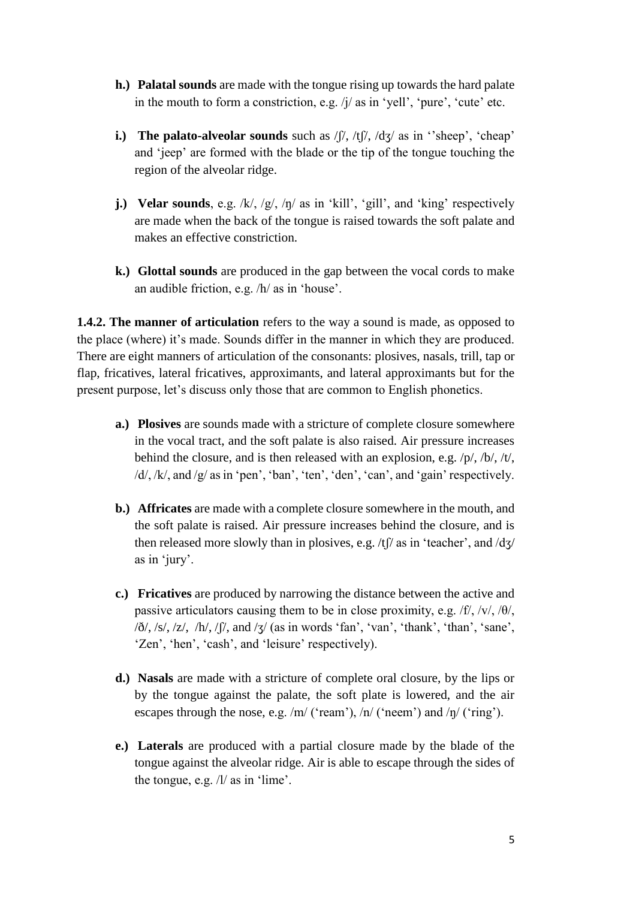h.) **Palatal sounds** are made with the tongue rising up towards the hard palate in the mouth to form a constriction, e.g. /j/ as in 'yell', 'pure', 'cute' etc.

i.) **The palato-alveolar sounds** such as /ʃ/, /tʃ/, /dʒ/ as in ''sheep', 'cheap' and 'jeep' are formed with the blade or the tip of the tongue touching the region of the alveolar ridge.

j.) **Velar sounds**, e.g. /k/, /g/, /ŋ/ as in 'kill', 'gill', and 'king' respectively are made when the back of the tongue is raised towards the soft palate and makes an effective constriction.

k.) **Glottal sounds** are produced in the gap between the vocal cords to make an audible friction, e.g. /h/ as in 'house'.

**1.4.2. The manner of articulation** refers to the way a sound is made, as opposed to the place (where) it's made. Sounds differ in the manner in which they are produced. There are eight manners of articulation of the consonants: plosives, nasals, trill, tap or flap, fricatives, lateral fricatives, approximants, and lateral approximants but for the present purpose, let's discuss only those that are common to English phonetics.

a.) **Plosives** are sounds made with a stricture of complete closure somewhere in the vocal tract, and the soft palate is also raised. Air pressure increases behind the closure, and is then released with an explosion, e.g. /p/, /b/, /t/, /d/, /k/, and /g/ as in 'pen', 'ban', 'ten', 'den', 'can', and 'gain' respectively.

b.) **Affricates** are made with a complete closure somewhere in the mouth, and the soft palate is raised. Air pressure increases behind the closure, and is then released more slowly than in plosives, e.g. /tʃ/ as in 'teacher', and /dʒ/ as in 'jury'.

c.) **Fricatives** are produced by narrowing the distance between the active and passive articulators causing them to be in close proximity, e.g. /f/, /v/, /θ/, /ð/, /s/, /z/, /h/, /ʃ/, and /ʒ/ (as in words 'fan', 'van', 'thank', 'than', 'sane', 'Zen', 'hen', 'cash', and 'leisure' respectively).

d.) **Nasals** are made with a stricture of complete oral closure, by the lips or by the tongue against the palate, the soft plate is lowered, and the air escapes through the nose, e.g. /m/ ('ream'), /n/ ('neem') and /ŋ/ ('ring').

e.) **Laterals** are produced with a partial closure made by the blade of the tongue against the alveolar ridge. Air is able to escape through the sides of the tongue, e.g. /l/ as in 'lime'.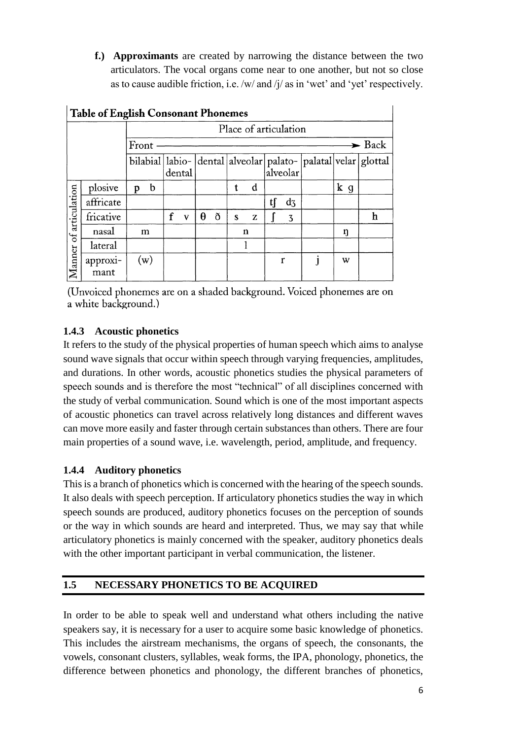**f.) Approximants** are created by narrowing the distance between the two articulators. The vocal organs come near to one another, but not so close as to cause audible friction, i.e. /w/ and /j/ as in 'wet' and 'yet' respectively.

**Table of English Consonant Phonemes**

| | | Place of articulation | | | | | | | |
|---|---|---|---|---|---|---|---|---|---|
| | | Front → Back | | | | | | | |
| | | bilabial | labio-dental | dental | alveolar | palato-alveolar | palatal | velar | glottal |
| Manner of articulation | plosive | p b | | | t d | | | k g | |
| | affricate | | | | | tʃ dʒ | | | |
| | fricative | | f v | θ ð | s z | ʃ ʒ | | | h |
| | nasal | m | | | n | | | ŋ | |
| | lateral | | | | l | | | | |
| | approximant | (w) | | | | r | j | w | |

(Unvoiced phonemes are on a shaded background. Voiced phonemes are on a white background.)

### 1.4.3 Acoustic phonetics

It refers to the study of the physical properties of human speech which aims to analyse sound wave signals that occur within speech through varying frequencies, amplitudes, and durations. In other words, acoustic phonetics studies the physical parameters of speech sounds and is therefore the most "technical" of all disciplines concerned with the study of verbal communication. Sound which is one of the most important aspects of acoustic phonetics can travel across relatively long distances and different waves can move more easily and faster through certain substances than others. There are four main properties of a sound wave, i.e. wavelength, period, amplitude, and frequency.

### 1.4.4 Auditory phonetics

This is a branch of phonetics which is concerned with the hearing of the speech sounds. It also deals with speech perception. If articulatory phonetics studies the way in which speech sounds are produced, auditory phonetics focuses on the perception of sounds or the way in which sounds are heard and interpreted. Thus, we may say that while articulatory phonetics is mainly concerned with the speaker, auditory phonetics deals with the other important participant in verbal communication, the listener.

## 1.5 NECESSARY PHONETICS TO BE ACQUIRED

In order to be able to speak well and understand what others including the native speakers say, it is necessary for a user to acquire some basic knowledge of phonetics. This includes the airstream mechanisms, the organs of speech, the consonants, the vowels, consonant clusters, syllables, weak forms, the IPA, phonology, phonetics, the difference between phonetics and phonology, the different branches of phonetics,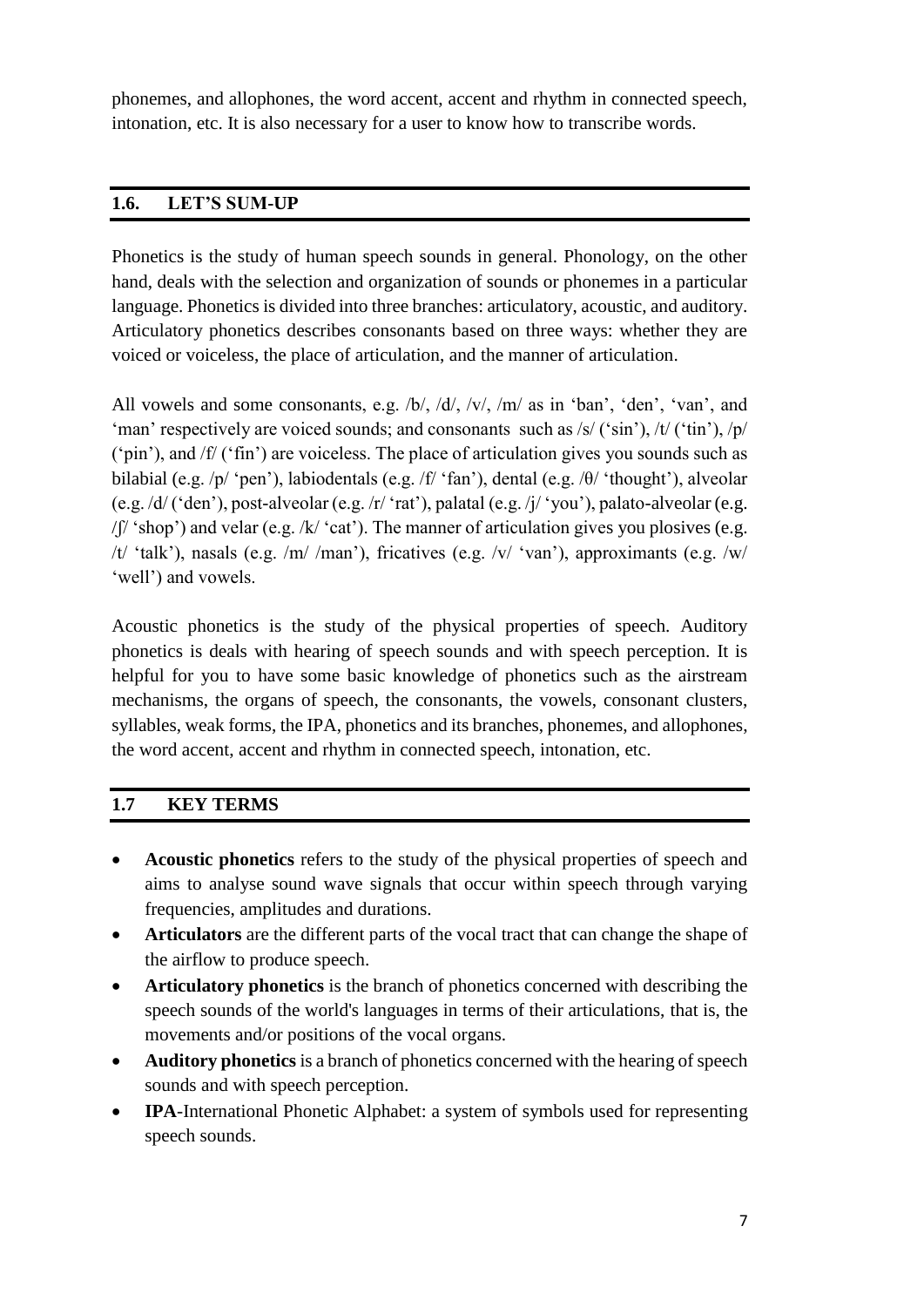phonemes, and allophones, the word accent, accent and rhythm in connected speech, intonation, etc. It is also necessary for a user to know how to transcribe words.

## 1.6. LET'S SUM-UP

Phonetics is the study of human speech sounds in general. Phonology, on the other hand, deals with the selection and organization of sounds or phonemes in a particular language. Phonetics is divided into three branches: articulatory, acoustic, and auditory. Articulatory phonetics describes consonants based on three ways: whether they are voiced or voiceless, the place of articulation, and the manner of articulation.

All vowels and some consonants, e.g. /b/, /d/, /v/, /m/ as in 'ban', 'den', 'van', and 'man' respectively are voiced sounds; and consonants such as /s/ ('sin'), /t/ ('tin'), /p/ ('pin'), and /f/ ('fin') are voiceless. The place of articulation gives you sounds such as bilabial (e.g. /p/ 'pen'), labiodentals (e.g. /f/ 'fan'), dental (e.g. /θ/ 'thought'), alveolar (e.g. /d/ ('den'), post-alveolar (e.g. /r/ 'rat'), palatal (e.g. /j/ 'you'), palato-alveolar (e.g. /ʃ/ 'shop') and velar (e.g. /k/ 'cat'). The manner of articulation gives you plosives (e.g. /t/ 'talk'), nasals (e.g. /m/ /man'), fricatives (e.g. /v/ 'van'), approximants (e.g. /w/ 'well') and vowels.

Acoustic phonetics is the study of the physical properties of speech. Auditory phonetics is deals with hearing of speech sounds and with speech perception. It is helpful for you to have some basic knowledge of phonetics such as the airstream mechanisms, the organs of speech, the consonants, the vowels, consonant clusters, syllables, weak forms, the IPA, phonetics and its branches, phonemes, and allophones, the word accent, accent and rhythm in connected speech, intonation, etc.

## 1.7 KEY TERMS

- **Acoustic phonetics** refers to the study of the physical properties of speech and aims to analyse sound wave signals that occur within speech through varying frequencies, amplitudes and durations.
- **Articulators** are the different parts of the vocal tract that can change the shape of the airflow to produce speech.
- **Articulatory phonetics** is the branch of phonetics concerned with describing the speech sounds of the world's languages in terms of their articulations, that is, the movements and/or positions of the vocal organs.
- **Auditory phonetics** is a branch of phonetics concerned with the hearing of speech sounds and with speech perception.
- **IPA**-International Phonetic Alphabet: a system of symbols used for representing speech sounds.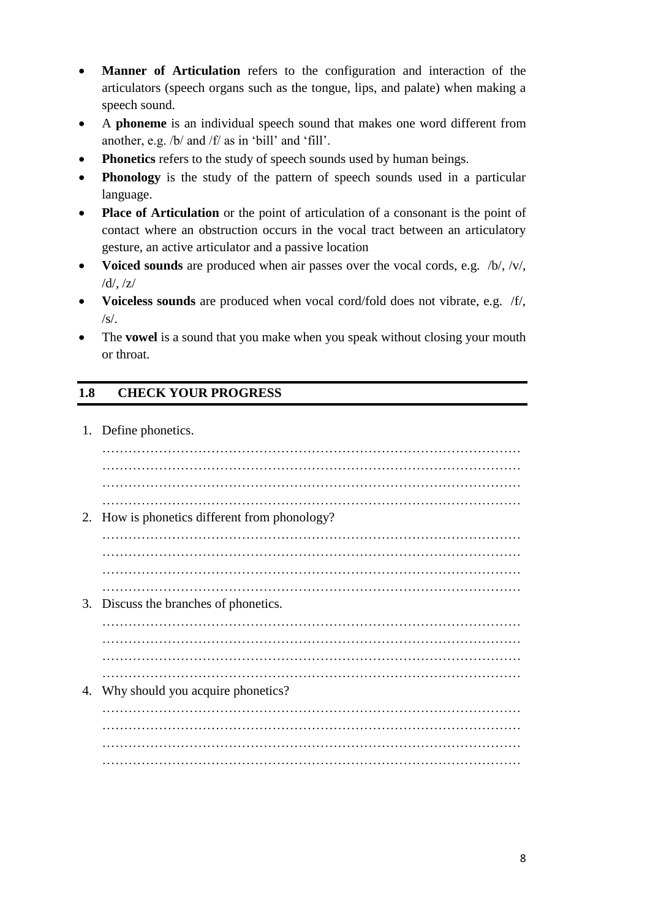- **Manner of Articulation** refers to the configuration and interaction of the articulators (speech organs such as the tongue, lips, and palate) when making a speech sound.
- A **phoneme** is an individual speech sound that makes one word different from another, e.g. /b/ and /f/ as in 'bill' and 'fill'.
- **Phonetics** refers to the study of speech sounds used by human beings.
- **Phonology** is the study of the pattern of speech sounds used in a particular language.
- **Place of Articulation** or the point of articulation of a consonant is the point of contact where an obstruction occurs in the vocal tract between an articulatory gesture, an active articulator and a passive location
- **Voiced sounds** are produced when air passes over the vocal cords, e.g. /b/, /v/, /d/, /z/
- **Voiceless sounds** are produced when vocal cord/fold does not vibrate, e.g. /f/, /s/.
- The **vowel** is a sound that you make when you speak without closing your mouth or throat.

## 1.8 CHECK YOUR PROGRESS

1. Define phonetics.

   …………………………………………………………………………………
   …………………………………………………………………………………
   …………………………………………………………………………………
   …………………………………………………………………………………

2. How is phonetics different from phonology?

   …………………………………………………………………………………
   …………………………………………………………………………………
   …………………………………………………………………………………
   …………………………………………………………………………………

3. Discuss the branches of phonetics.

   …………………………………………………………………………………
   …………………………………………………………………………………
   …………………………………………………………………………………
   …………………………………………………………………………………

4. Why should you acquire phonetics?

   …………………………………………………………………………………
   …………………………………………………………………………………
   …………………………………………………………………………………
   …………………………………………………………………………………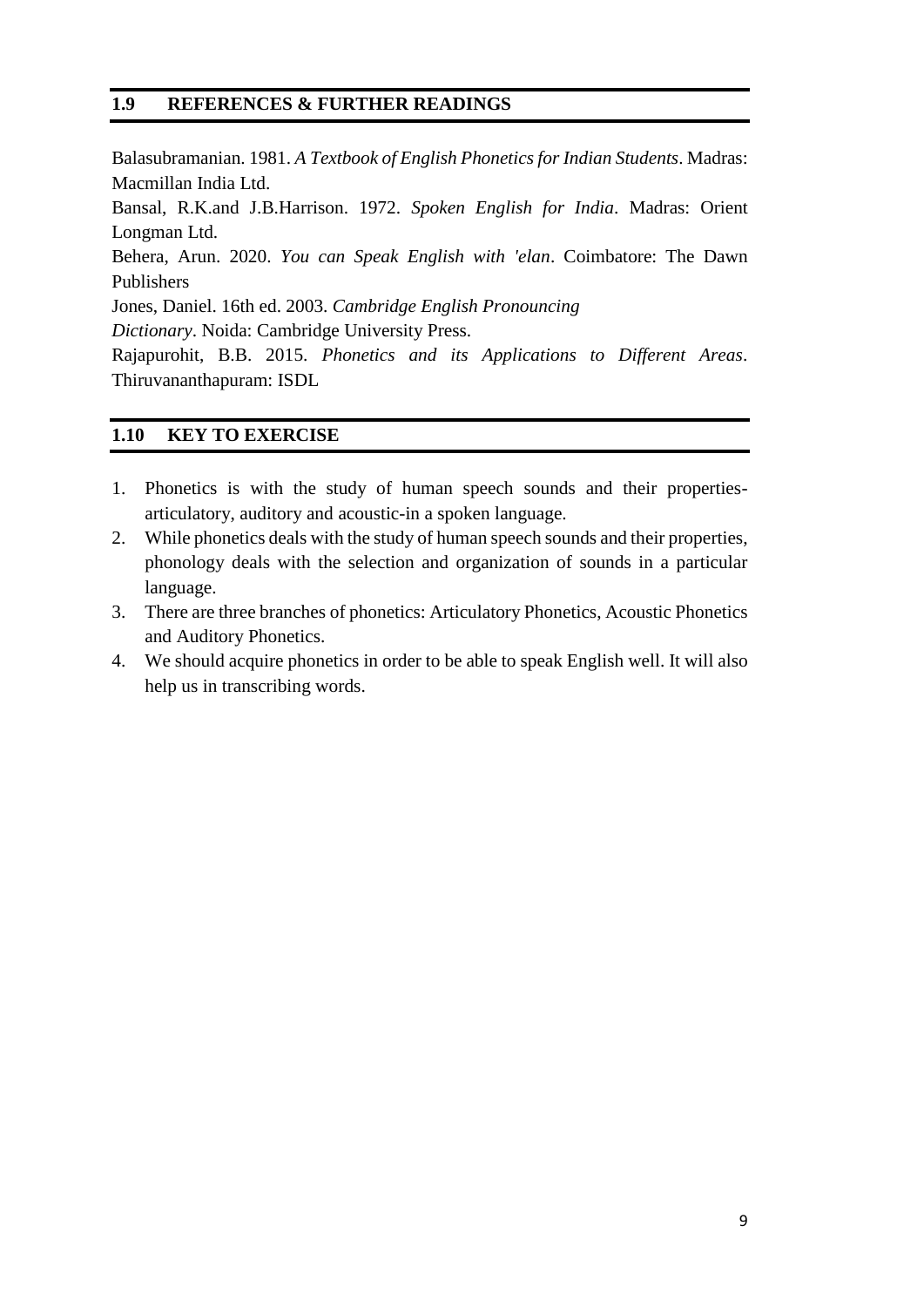## 1.9 REFERENCES & FURTHER READINGS

Balasubramanian. 1981. *A Textbook of English Phonetics for Indian Students*. Madras: Macmillan India Ltd.

Bansal, R.K.and J.B.Harrison. 1972. *Spoken English for India*. Madras: Orient Longman Ltd.

Behera, Arun. 2020. *You can Speak English with 'elan*. Coimbatore: The Dawn Publishers

Jones, Daniel. 16th ed. 2003. *Cambridge English Pronouncing Dictionary*. Noida: Cambridge University Press.

Rajapurohit, B.B. 2015. *Phonetics and its Applications to Different Areas*. Thiruvananthapuram: ISDL

## 1.10 KEY TO EXERCISE

1. Phonetics is with the study of human speech sounds and their properties-articulatory, auditory and acoustic-in a spoken language.
2. While phonetics deals with the study of human speech sounds and their properties, phonology deals with the selection and organization of sounds in a particular language.
3. There are three branches of phonetics: Articulatory Phonetics, Acoustic Phonetics and Auditory Phonetics.
4. We should acquire phonetics in order to be able to speak English well. It will also help us in transcribing words.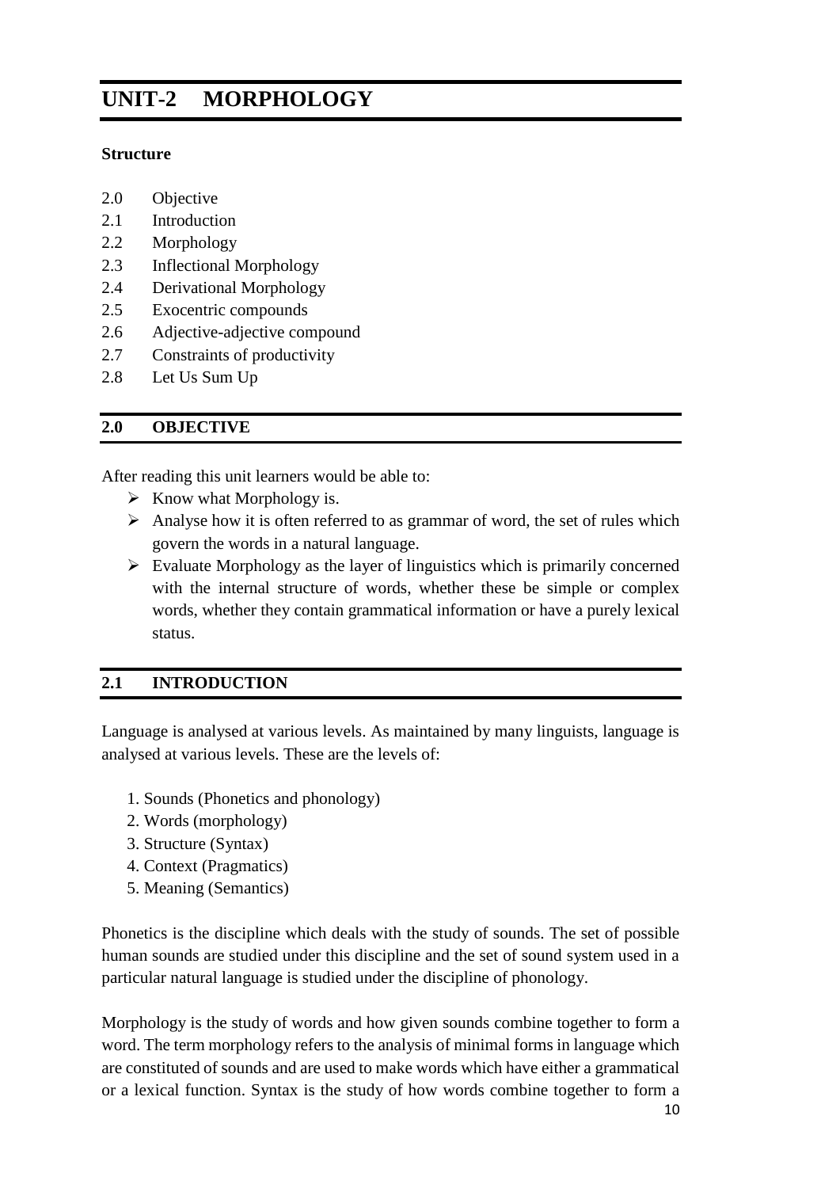# UNIT-2 MORPHOLOGY

**Structure**

2.0 Objective
2.1 Introduction
2.2 Morphology
2.3 Inflectional Morphology
2.4 Derivational Morphology
2.5 Exocentric compounds
2.6 Adjective-adjective compound
2.7 Constraints of productivity
2.8 Let Us Sum Up

## 2.0 OBJECTIVE

After reading this unit learners would be able to:

- Know what Morphology is.
- Analyse how it is often referred to as grammar of word, the set of rules which govern the words in a natural language.
- Evaluate Morphology as the layer of linguistics which is primarily concerned with the internal structure of words, whether these be simple or complex words, whether they contain grammatical information or have a purely lexical status.

## 2.1 INTRODUCTION

Language is analysed at various levels. As maintained by many linguists, language is analysed at various levels. These are the levels of:

1. Sounds (Phonetics and phonology)
2. Words (morphology)
3. Structure (Syntax)
4. Context (Pragmatics)
5. Meaning (Semantics)

Phonetics is the discipline which deals with the study of sounds. The set of possible human sounds are studied under this discipline and the set of sound system used in a particular natural language is studied under the discipline of phonology.

Morphology is the study of words and how given sounds combine together to form a word. The term morphology refers to the analysis of minimal forms in language which are constituted of sounds and are used to make words which have either a grammatical or a lexical function. Syntax is the study of how words combine together to form a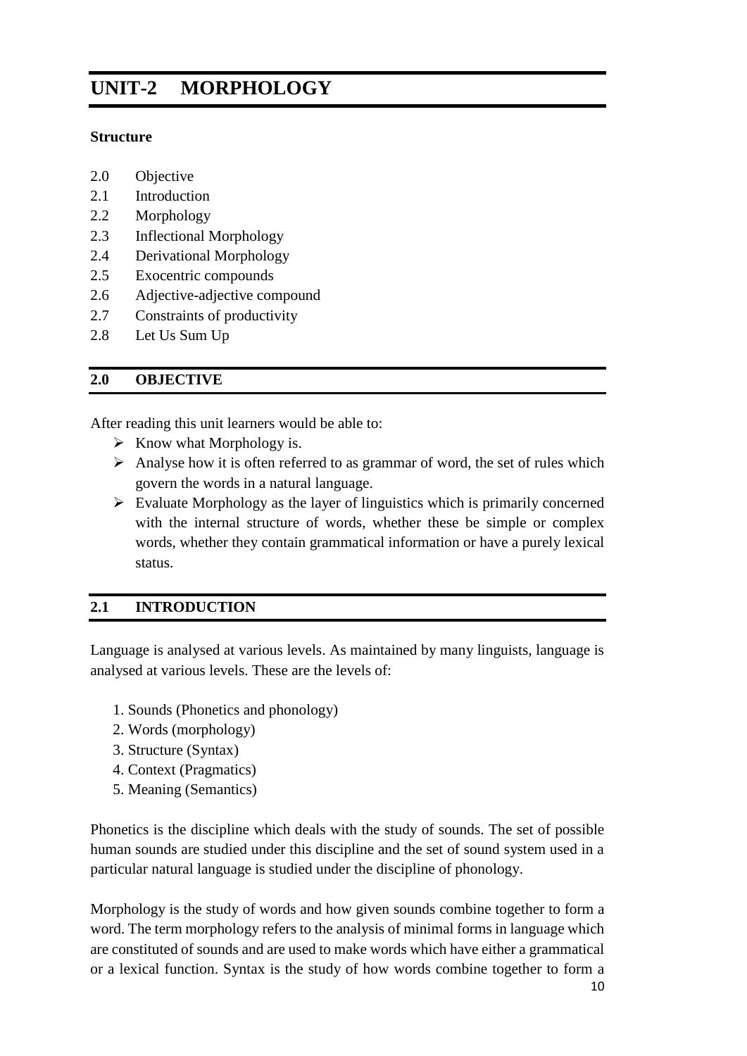# UNIT-2 MORPHOLOGY

**Structure**

2.0 Objective
2.1 Introduction
2.2 Morphology
2.3 Inflectional Morphology
2.4 Derivational Morphology
2.5 Exocentric compounds
2.6 Adjective-adjective compound
2.7 Constraints of productivity
2.8 Let Us Sum Up

## 2.0 OBJECTIVE

After reading this unit learners would be able to:

- Know what Morphology is.
- Analyse how it is often referred to as grammar of word, the set of rules which govern the words in a natural language.
- Evaluate Morphology as the layer of linguistics which is primarily concerned with the internal structure of words, whether these be simple or complex words, whether they contain grammatical information or have a purely lexical status.

## 2.1 INTRODUCTION

Language is analysed at various levels. As maintained by many linguists, language is analysed at various levels. These are the levels of:

1. Sounds (Phonetics and phonology)
2. Words (morphology)
3. Structure (Syntax)
4. Context (Pragmatics)
5. Meaning (Semantics)

Phonetics is the discipline which deals with the study of sounds. The set of possible human sounds are studied under this discipline and the set of sound system used in a particular natural language is studied under the discipline of phonology.

Morphology is the study of words and how given sounds combine together to form a word. The term morphology refers to the analysis of minimal forms in language which are constituted of sounds and are used to make words which have either a grammatical or a lexical function. Syntax is the study of how words combine together to form a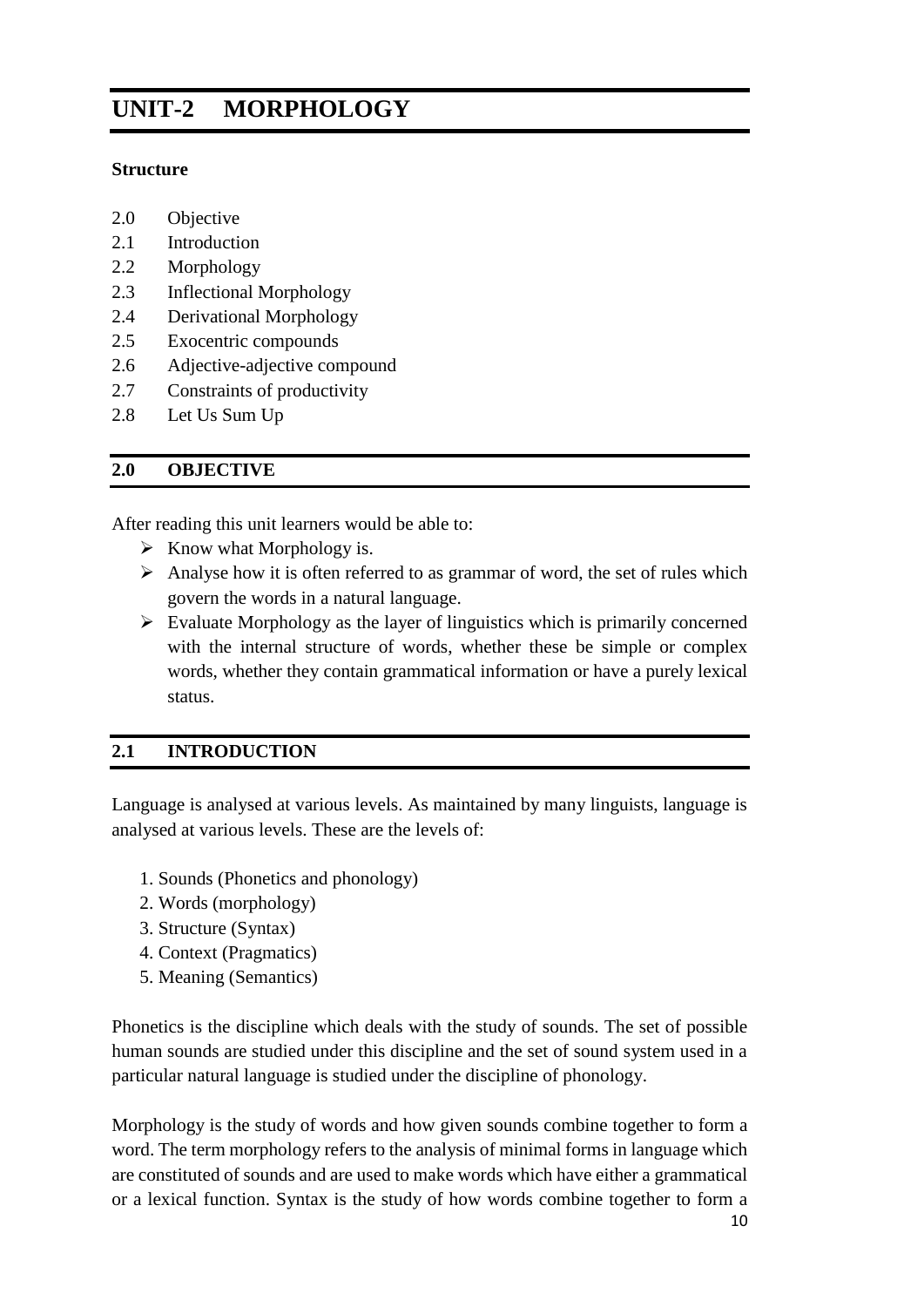# UNIT-2 MORPHOLOGY

**Structure**

2.0 Objective
2.1 Introduction
2.2 Morphology
2.3 Inflectional Morphology
2.4 Derivational Morphology
2.5 Exocentric compounds
2.6 Adjective-adjective compound
2.7 Constraints of productivity
2.8 Let Us Sum Up

## 2.0 OBJECTIVE

After reading this unit learners would be able to:

- Know what Morphology is.
- Analyse how it is often referred to as grammar of word, the set of rules which govern the words in a natural language.
- Evaluate Morphology as the layer of linguistics which is primarily concerned with the internal structure of words, whether these be simple or complex words, whether they contain grammatical information or have a purely lexical status.

## 2.1 INTRODUCTION

Language is analysed at various levels. As maintained by many linguists, language is analysed at various levels. These are the levels of:

1. Sounds (Phonetics and phonology)
2. Words (morphology)
3. Structure (Syntax)
4. Context (Pragmatics)
5. Meaning (Semantics)

Phonetics is the discipline which deals with the study of sounds. The set of possible human sounds are studied under this discipline and the set of sound system used in a particular natural language is studied under the discipline of phonology.

Morphology is the study of words and how given sounds combine together to form a word. The term morphology refers to the analysis of minimal forms in language which are constituted of sounds and are used to make words which have either a grammatical or a lexical function. Syntax is the study of how words combine together to form a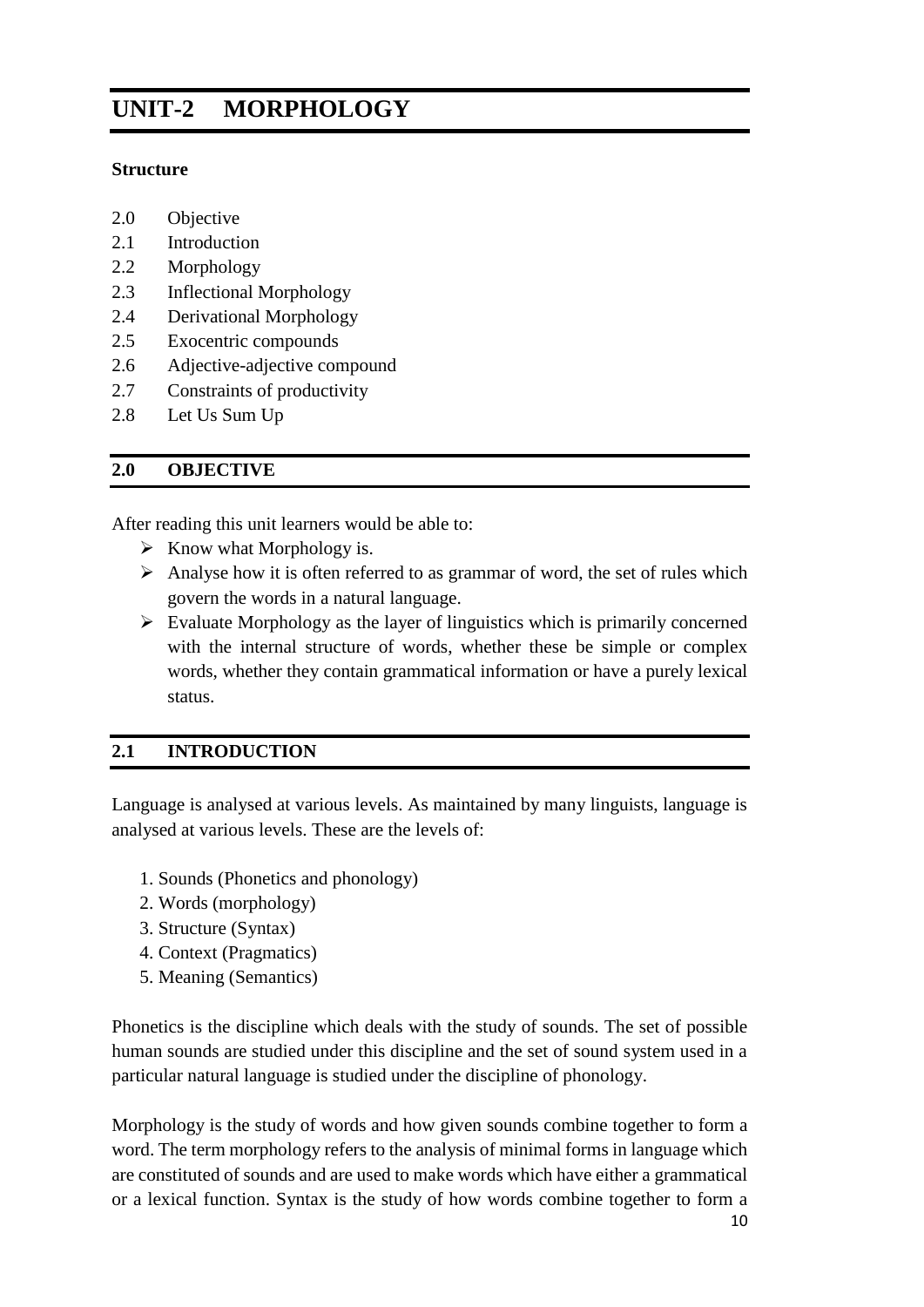# UNIT-2 MORPHOLOGY

**Structure**

2.0 Objective
2.1 Introduction
2.2 Morphology
2.3 Inflectional Morphology
2.4 Derivational Morphology
2.5 Exocentric compounds
2.6 Adjective-adjective compound
2.7 Constraints of productivity
2.8 Let Us Sum Up

## 2.0 OBJECTIVE

After reading this unit learners would be able to:

- Know what Morphology is.
- Analyse how it is often referred to as grammar of word, the set of rules which govern the words in a natural language.
- Evaluate Morphology as the layer of linguistics which is primarily concerned with the internal structure of words, whether these be simple or complex words, whether they contain grammatical information or have a purely lexical status.

## 2.1 INTRODUCTION

Language is analysed at various levels. As maintained by many linguists, language is analysed at various levels. These are the levels of:

1. Sounds (Phonetics and phonology)
2. Words (morphology)
3. Structure (Syntax)
4. Context (Pragmatics)
5. Meaning (Semantics)

Phonetics is the discipline which deals with the study of sounds. The set of possible human sounds are studied under this discipline and the set of sound system used in a particular natural language is studied under the discipline of phonology.

Morphology is the study of words and how given sounds combine together to form a word. The term morphology refers to the analysis of minimal forms in language which are constituted of sounds and are used to make words which have either a grammatical or a lexical function. Syntax is the study of how words combine together to form a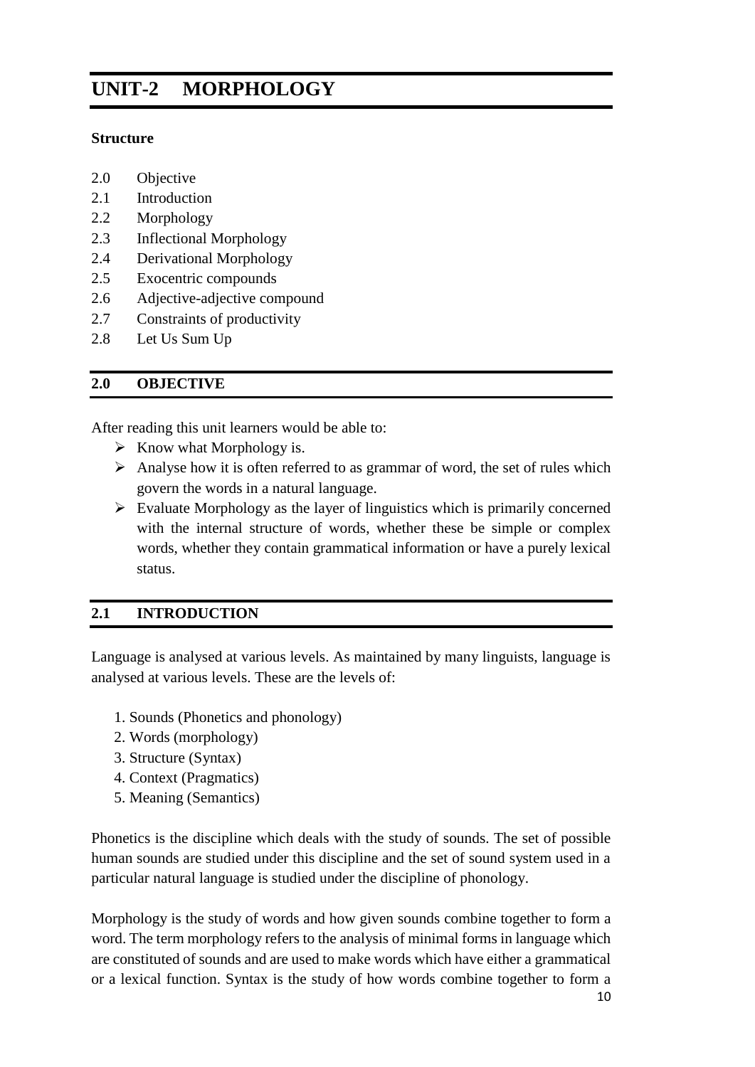# UNIT-2 MORPHOLOGY

**Structure**

2.0 Objective
2.1 Introduction
2.2 Morphology
2.3 Inflectional Morphology
2.4 Derivational Morphology
2.5 Exocentric compounds
2.6 Adjective-adjective compound
2.7 Constraints of productivity
2.8 Let Us Sum Up

## 2.0 OBJECTIVE

After reading this unit learners would be able to:

- Know what Morphology is.
- Analyse how it is often referred to as grammar of word, the set of rules which govern the words in a natural language.
- Evaluate Morphology as the layer of linguistics which is primarily concerned with the internal structure of words, whether these be simple or complex words, whether they contain grammatical information or have a purely lexical status.

## 2.1 INTRODUCTION

Language is analysed at various levels. As maintained by many linguists, language is analysed at various levels. These are the levels of:

1. Sounds (Phonetics and phonology)
2. Words (morphology)
3. Structure (Syntax)
4. Context (Pragmatics)
5. Meaning (Semantics)

Phonetics is the discipline which deals with the study of sounds. The set of possible human sounds are studied under this discipline and the set of sound system used in a particular natural language is studied under the discipline of phonology.

Morphology is the study of words and how given sounds combine together to form a word. The term morphology refers to the analysis of minimal forms in language which are constituted of sounds and are used to make words which have either a grammatical or a lexical function. Syntax is the study of how words combine together to form a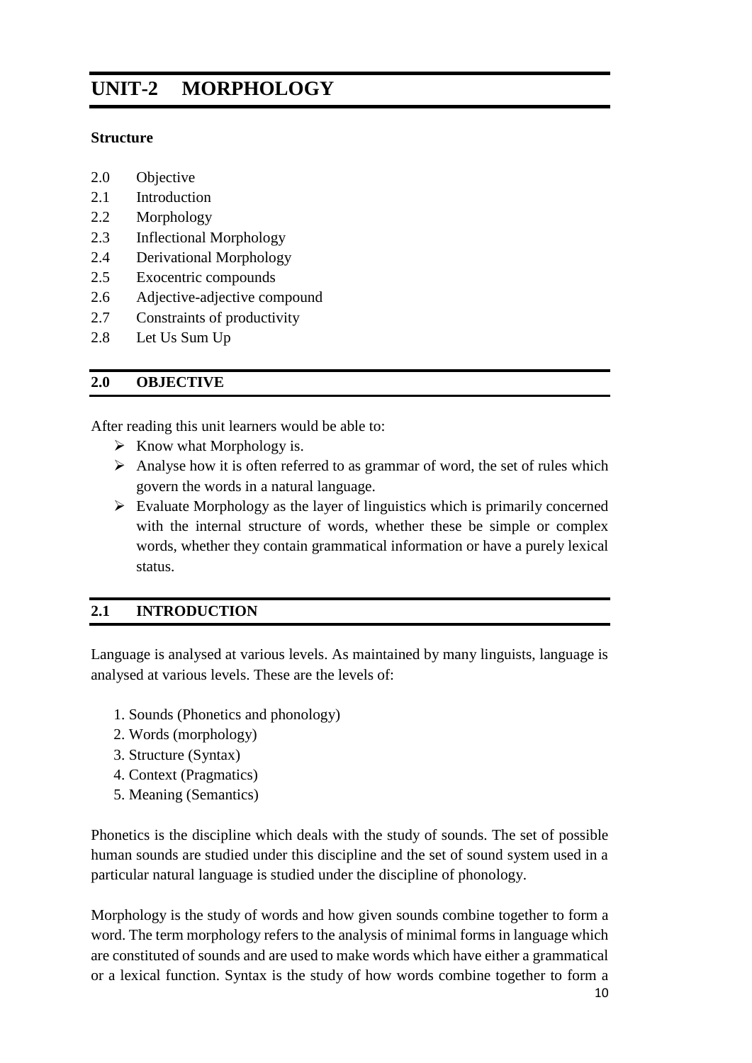# UNIT-2 MORPHOLOGY

**Structure**

2.0 Objective
2.1 Introduction
2.2 Morphology
2.3 Inflectional Morphology
2.4 Derivational Morphology
2.5 Exocentric compounds
2.6 Adjective-adjective compound
2.7 Constraints of productivity
2.8 Let Us Sum Up

## 2.0 OBJECTIVE

After reading this unit learners would be able to:

- Know what Morphology is.
- Analyse how it is often referred to as grammar of word, the set of rules which govern the words in a natural language.
- Evaluate Morphology as the layer of linguistics which is primarily concerned with the internal structure of words, whether these be simple or complex words, whether they contain grammatical information or have a purely lexical status.

## 2.1 INTRODUCTION

Language is analysed at various levels. As maintained by many linguists, language is analysed at various levels. These are the levels of:

1. Sounds (Phonetics and phonology)
2. Words (morphology)
3. Structure (Syntax)
4. Context (Pragmatics)
5. Meaning (Semantics)

Phonetics is the discipline which deals with the study of sounds. The set of possible human sounds are studied under this discipline and the set of sound system used in a particular natural language is studied under the discipline of phonology.

Morphology is the study of words and how given sounds combine together to form a word. The term morphology refers to the analysis of minimal forms in language which are constituted of sounds and are used to make words which have either a grammatical or a lexical function. Syntax is the study of how words combine together to form a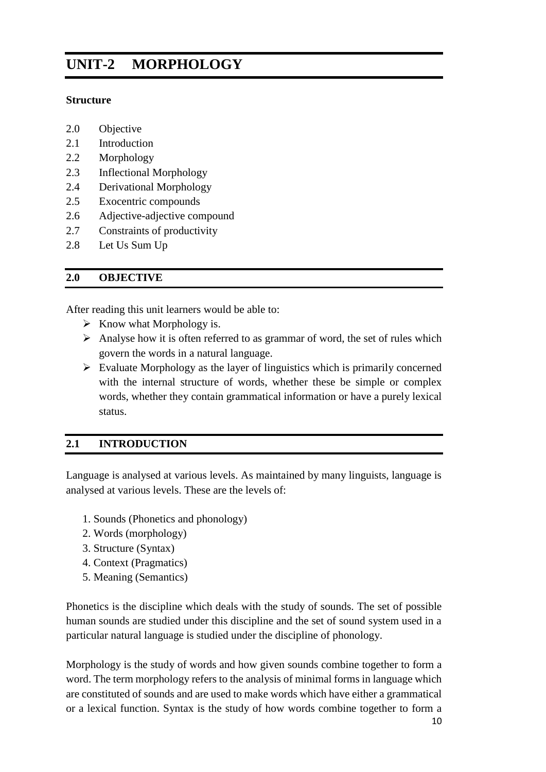# UNIT-2 MORPHOLOGY

**Structure**

2.0 Objective
2.1 Introduction
2.2 Morphology
2.3 Inflectional Morphology
2.4 Derivational Morphology
2.5 Exocentric compounds
2.6 Adjective-adjective compound
2.7 Constraints of productivity
2.8 Let Us Sum Up

## 2.0 OBJECTIVE

After reading this unit learners would be able to:

- ➢ Know what Morphology is.
- ➢ Analyse how it is often referred to as grammar of word, the set of rules which govern the words in a natural language.
- ➢ Evaluate Morphology as the layer of linguistics which is primarily concerned with the internal structure of words, whether these be simple or complex words, whether they contain grammatical information or have a purely lexical status.

## 2.1 INTRODUCTION

Language is analysed at various levels. As maintained by many linguists, language is analysed at various levels. These are the levels of:

1. Sounds (Phonetics and phonology)
2. Words (morphology)
3. Structure (Syntax)
4. Context (Pragmatics)
5. Meaning (Semantics)

Phonetics is the discipline which deals with the study of sounds. The set of possible human sounds are studied under this discipline and the set of sound system used in a particular natural language is studied under the discipline of phonology.

Morphology is the study of words and how given sounds combine together to form a word. The term morphology refers to the analysis of minimal forms in language which are constituted of sounds and are used to make words which have either a grammatical or a lexical function. Syntax is the study of how words combine together to form a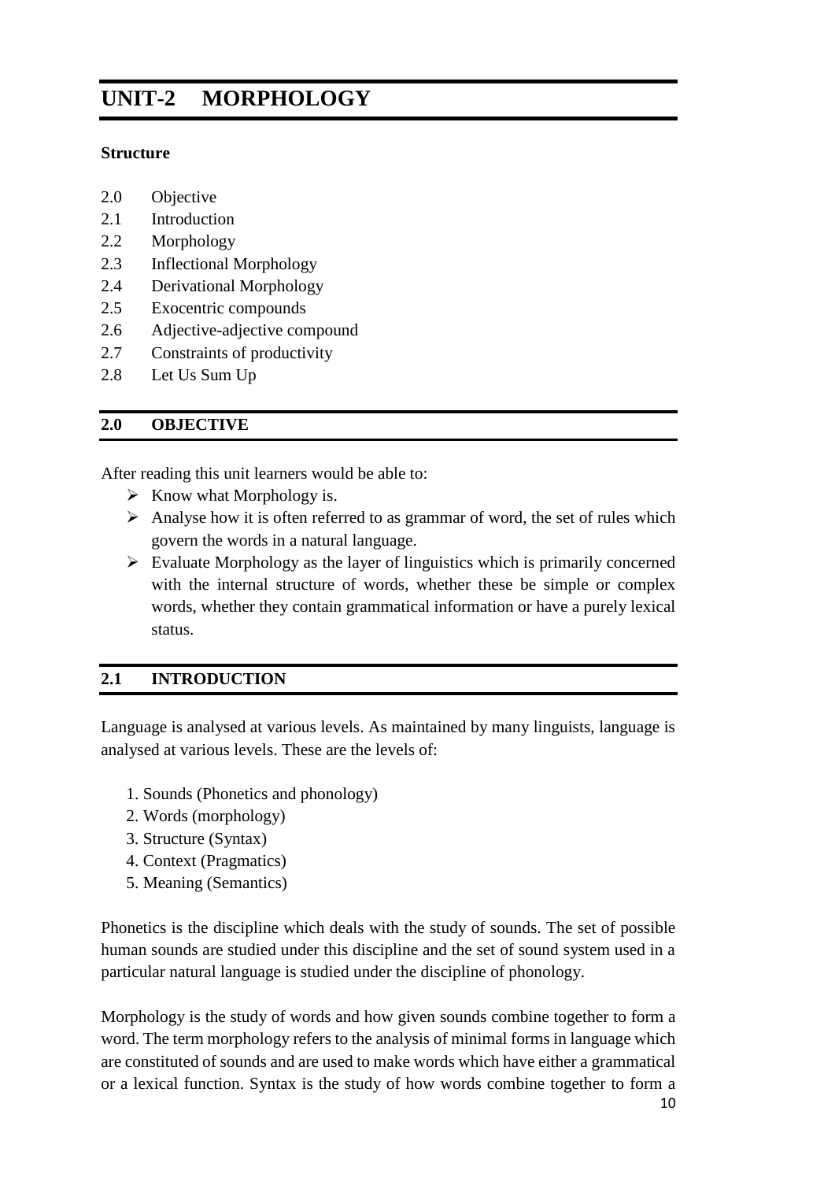# UNIT-2 MORPHOLOGY

**Structure**

2.0 Objective
2.1 Introduction
2.2 Morphology
2.3 Inflectional Morphology
2.4 Derivational Morphology
2.5 Exocentric compounds
2.6 Adjective-adjective compound
2.7 Constraints of productivity
2.8 Let Us Sum Up

## 2.0 OBJECTIVE

After reading this unit learners would be able to:

- Know what Morphology is.
- Analyse how it is often referred to as grammar of word, the set of rules which govern the words in a natural language.
- Evaluate Morphology as the layer of linguistics which is primarily concerned with the internal structure of words, whether these be simple or complex words, whether they contain grammatical information or have a purely lexical status.

## 2.1 INTRODUCTION

Language is analysed at various levels. As maintained by many linguists, language is analysed at various levels. These are the levels of:

1. Sounds (Phonetics and phonology)
2. Words (morphology)
3. Structure (Syntax)
4. Context (Pragmatics)
5. Meaning (Semantics)

Phonetics is the discipline which deals with the study of sounds. The set of possible human sounds are studied under this discipline and the set of sound system used in a particular natural language is studied under the discipline of phonology.

Morphology is the study of words and how given sounds combine together to form a word. The term morphology refers to the analysis of minimal forms in language which are constituted of sounds and are used to make words which have either a grammatical or a lexical function. Syntax is the study of how words combine together to form a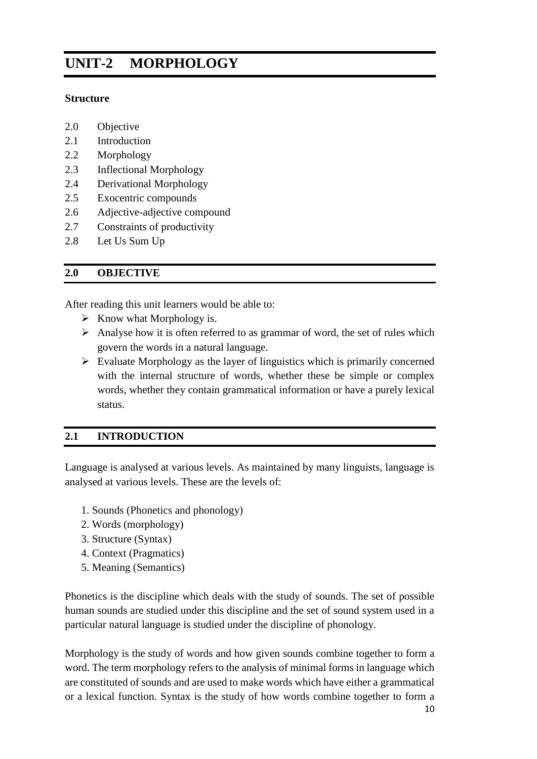# UNIT-2 MORPHOLOGY

**Structure**

2.0 Objective
2.1 Introduction
2.2 Morphology
2.3 Inflectional Morphology
2.4 Derivational Morphology
2.5 Exocentric compounds
2.6 Adjective-adjective compound
2.7 Constraints of productivity
2.8 Let Us Sum Up

## 2.0 OBJECTIVE

After reading this unit learners would be able to:

- Know what Morphology is.
- Analyse how it is often referred to as grammar of word, the set of rules which govern the words in a natural language.
- Evaluate Morphology as the layer of linguistics which is primarily concerned with the internal structure of words, whether these be simple or complex words, whether they contain grammatical information or have a purely lexical status.

## 2.1 INTRODUCTION

Language is analysed at various levels. As maintained by many linguists, language is analysed at various levels. These are the levels of:

1. Sounds (Phonetics and phonology)
2. Words (morphology)
3. Structure (Syntax)
4. Context (Pragmatics)
5. Meaning (Semantics)

Phonetics is the discipline which deals with the study of sounds. The set of possible human sounds are studied under this discipline and the set of sound system used in a particular natural language is studied under the discipline of phonology.

Morphology is the study of words and how given sounds combine together to form a word. The term morphology refers to the analysis of minimal forms in language which are constituted of sounds and are used to make words which have either a grammatical or a lexical function. Syntax is the study of how words combine together to form a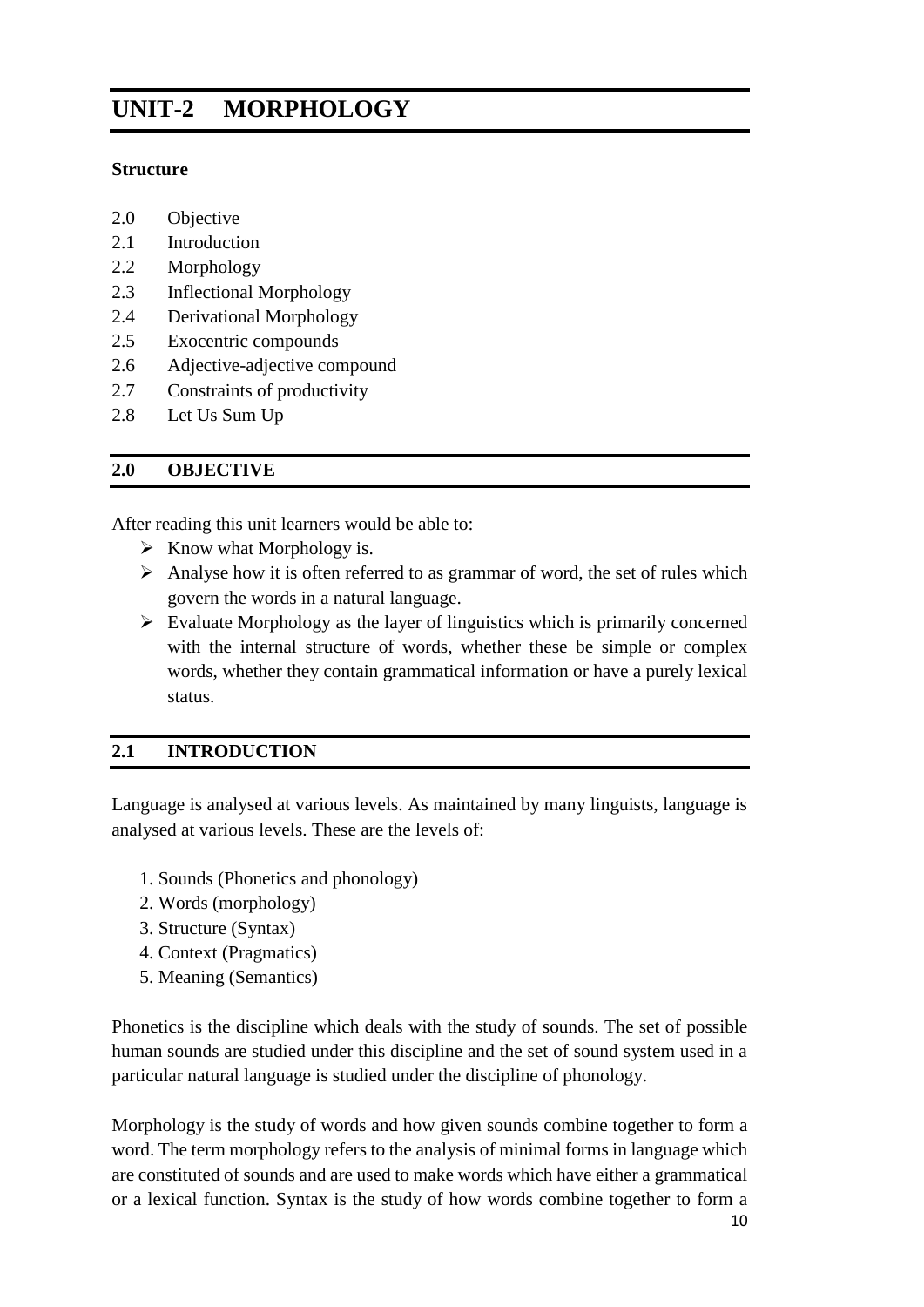# UNIT-2 MORPHOLOGY

**Structure**

2.0 Objective
2.1 Introduction
2.2 Morphology
2.3 Inflectional Morphology
2.4 Derivational Morphology
2.5 Exocentric compounds
2.6 Adjective-adjective compound
2.7 Constraints of productivity
2.8 Let Us Sum Up

## 2.0 OBJECTIVE

After reading this unit learners would be able to:

- Know what Morphology is.
- Analyse how it is often referred to as grammar of word, the set of rules which govern the words in a natural language.
- Evaluate Morphology as the layer of linguistics which is primarily concerned with the internal structure of words, whether these be simple or complex words, whether they contain grammatical information or have a purely lexical status.

## 2.1 INTRODUCTION

Language is analysed at various levels. As maintained by many linguists, language is analysed at various levels. These are the levels of:

1. Sounds (Phonetics and phonology)
2. Words (morphology)
3. Structure (Syntax)
4. Context (Pragmatics)
5. Meaning (Semantics)

Phonetics is the discipline which deals with the study of sounds. The set of possible human sounds are studied under this discipline and the set of sound system used in a particular natural language is studied under the discipline of phonology.

Morphology is the study of words and how given sounds combine together to form a word. The term morphology refers to the analysis of minimal forms in language which are constituted of sounds and are used to make words which have either a grammatical or a lexical function. Syntax is the study of how words combine together to form a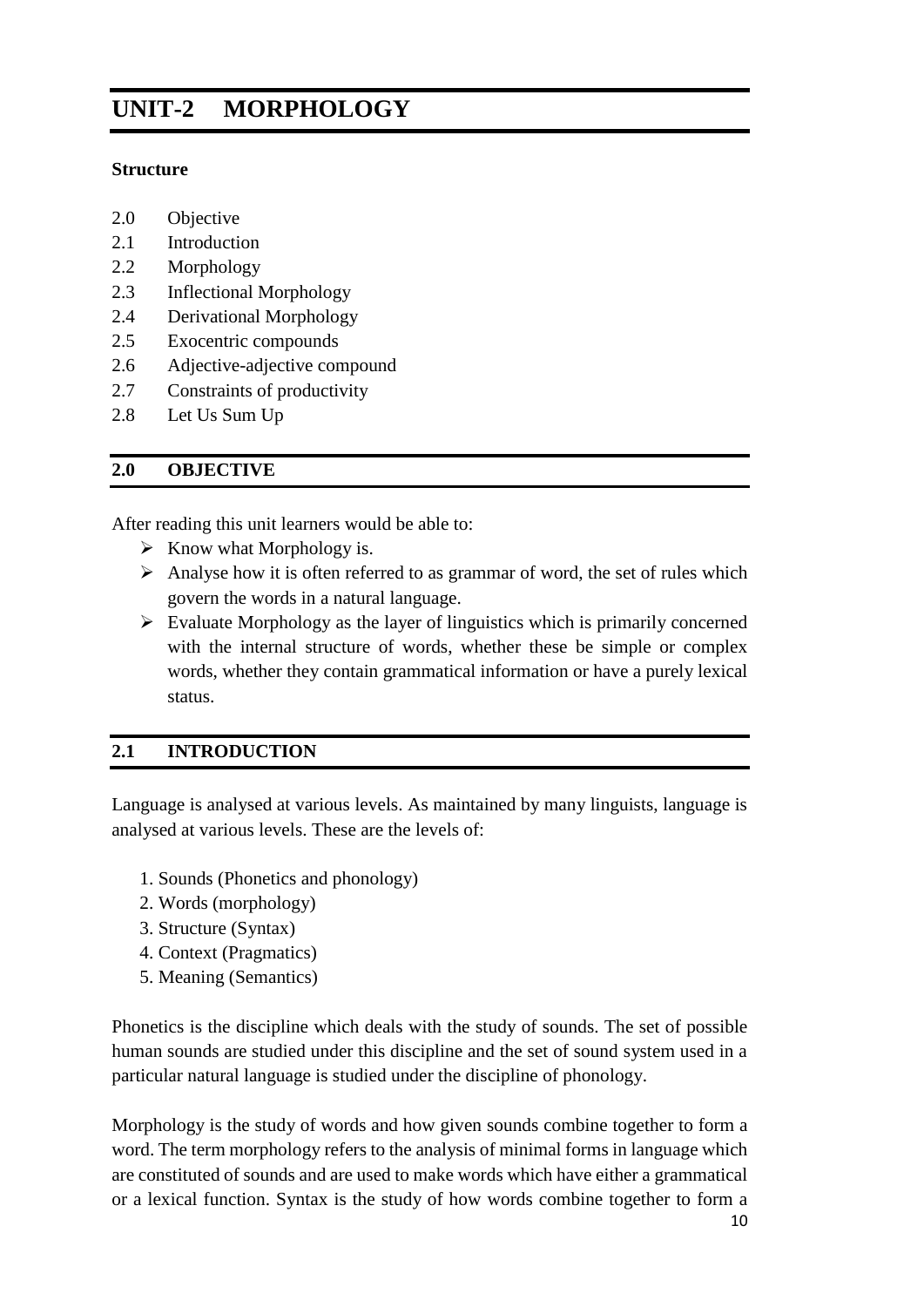# UNIT-2 MORPHOLOGY

**Structure**

2.0 Objective
2.1 Introduction
2.2 Morphology
2.3 Inflectional Morphology
2.4 Derivational Morphology
2.5 Exocentric compounds
2.6 Adjective-adjective compound
2.7 Constraints of productivity
2.8 Let Us Sum Up

## 2.0 OBJECTIVE

After reading this unit learners would be able to:

- Know what Morphology is.
- Analyse how it is often referred to as grammar of word, the set of rules which govern the words in a natural language.
- Evaluate Morphology as the layer of linguistics which is primarily concerned with the internal structure of words, whether these be simple or complex words, whether they contain grammatical information or have a purely lexical status.

## 2.1 INTRODUCTION

Language is analysed at various levels. As maintained by many linguists, language is analysed at various levels. These are the levels of:

1. Sounds (Phonetics and phonology)
2. Words (morphology)
3. Structure (Syntax)
4. Context (Pragmatics)
5. Meaning (Semantics)

Phonetics is the discipline which deals with the study of sounds. The set of possible human sounds are studied under this discipline and the set of sound system used in a particular natural language is studied under the discipline of phonology.

Morphology is the study of words and how given sounds combine together to form a word. The term morphology refers to the analysis of minimal forms in language which are constituted of sounds and are used to make words which have either a grammatical or a lexical function. Syntax is the study of how words combine together to form a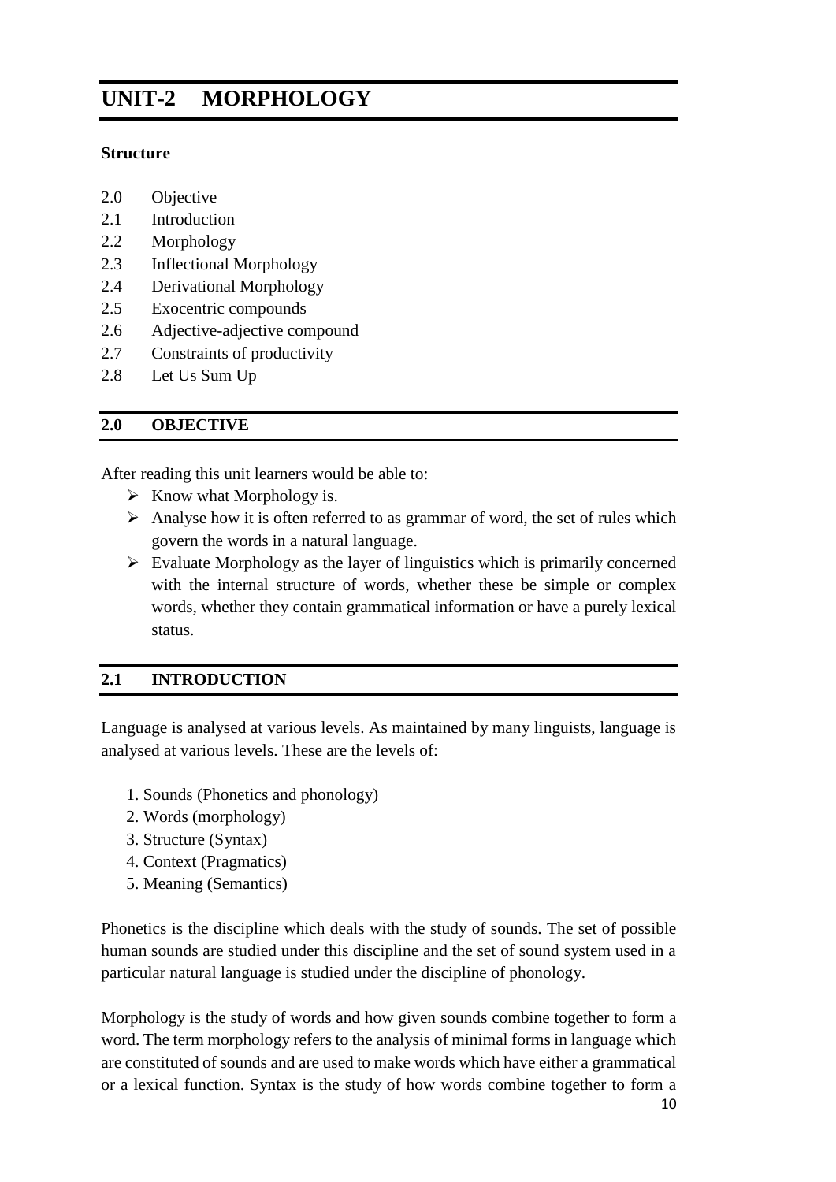# UNIT-2 MORPHOLOGY

**Structure**

2.0 Objective
2.1 Introduction
2.2 Morphology
2.3 Inflectional Morphology
2.4 Derivational Morphology
2.5 Exocentric compounds
2.6 Adjective-adjective compound
2.7 Constraints of productivity
2.8 Let Us Sum Up

## 2.0 OBJECTIVE

After reading this unit learners would be able to:

- Know what Morphology is.
- Analyse how it is often referred to as grammar of word, the set of rules which govern the words in a natural language.
- Evaluate Morphology as the layer of linguistics which is primarily concerned with the internal structure of words, whether these be simple or complex words, whether they contain grammatical information or have a purely lexical status.

## 2.1 INTRODUCTION

Language is analysed at various levels. As maintained by many linguists, language is analysed at various levels. These are the levels of:

1. Sounds (Phonetics and phonology)
2. Words (morphology)
3. Structure (Syntax)
4. Context (Pragmatics)
5. Meaning (Semantics)

Phonetics is the discipline which deals with the study of sounds. The set of possible human sounds are studied under this discipline and the set of sound system used in a particular natural language is studied under the discipline of phonology.

Morphology is the study of words and how given sounds combine together to form a word. The term morphology refers to the analysis of minimal forms in language which are constituted of sounds and are used to make words which have either a grammatical or a lexical function. Syntax is the study of how words combine together to form a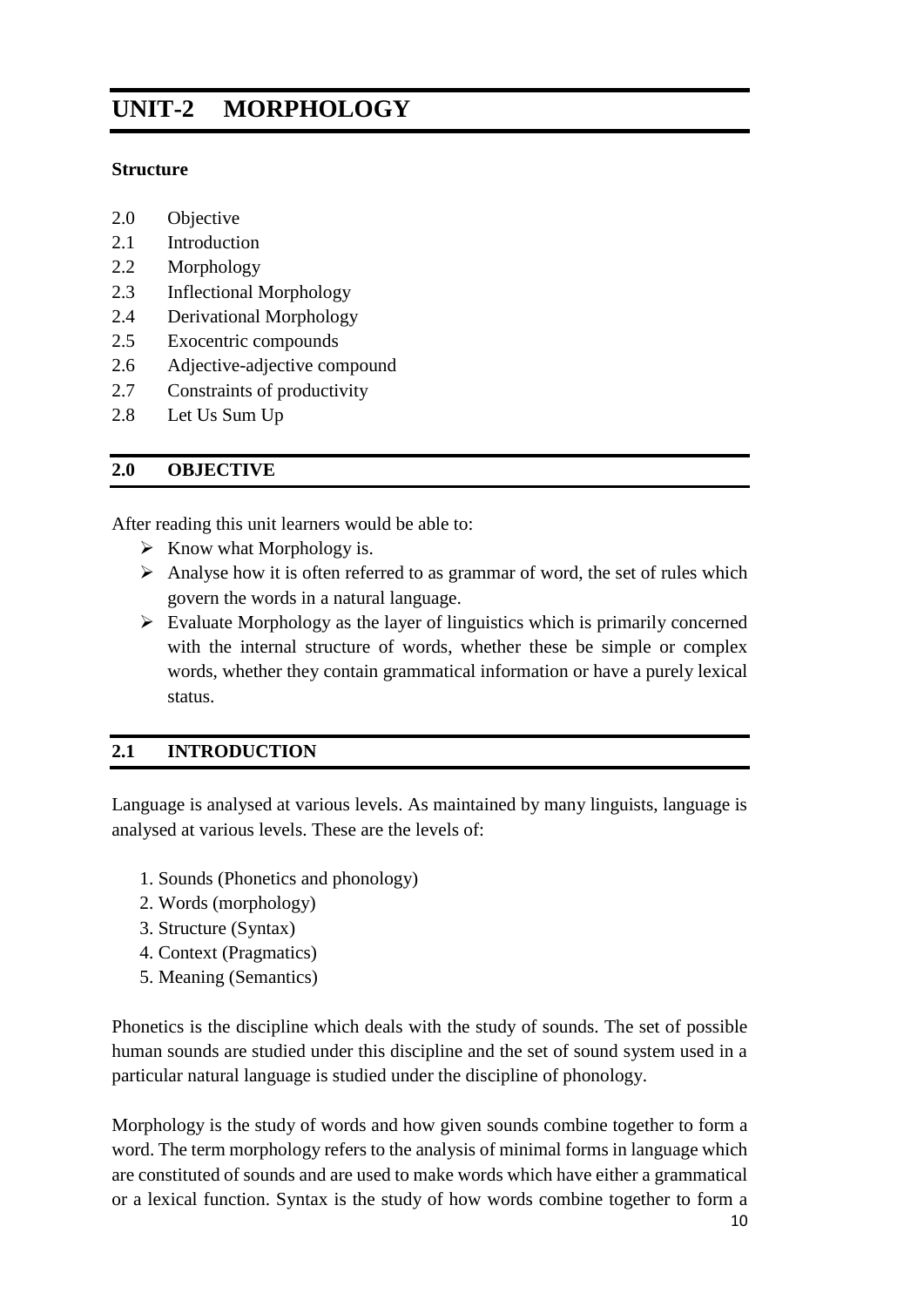# UNIT-2 MORPHOLOGY

**Structure**

2.0 Objective
2.1 Introduction
2.2 Morphology
2.3 Inflectional Morphology
2.4 Derivational Morphology
2.5 Exocentric compounds
2.6 Adjective-adjective compound
2.7 Constraints of productivity
2.8 Let Us Sum Up

## 2.0 OBJECTIVE

After reading this unit learners would be able to:

- Know what Morphology is.
- Analyse how it is often referred to as grammar of word, the set of rules which govern the words in a natural language.
- Evaluate Morphology as the layer of linguistics which is primarily concerned with the internal structure of words, whether these be simple or complex words, whether they contain grammatical information or have a purely lexical status.

## 2.1 INTRODUCTION

Language is analysed at various levels. As maintained by many linguists, language is analysed at various levels. These are the levels of:

1. Sounds (Phonetics and phonology)
2. Words (morphology)
3. Structure (Syntax)
4. Context (Pragmatics)
5. Meaning (Semantics)

Phonetics is the discipline which deals with the study of sounds. The set of possible human sounds are studied under this discipline and the set of sound system used in a particular natural language is studied under the discipline of phonology.

Morphology is the study of words and how given sounds combine together to form a word. The term morphology refers to the analysis of minimal forms in language which are constituted of sounds and are used to make words which have either a grammatical or a lexical function. Syntax is the study of how words combine together to form a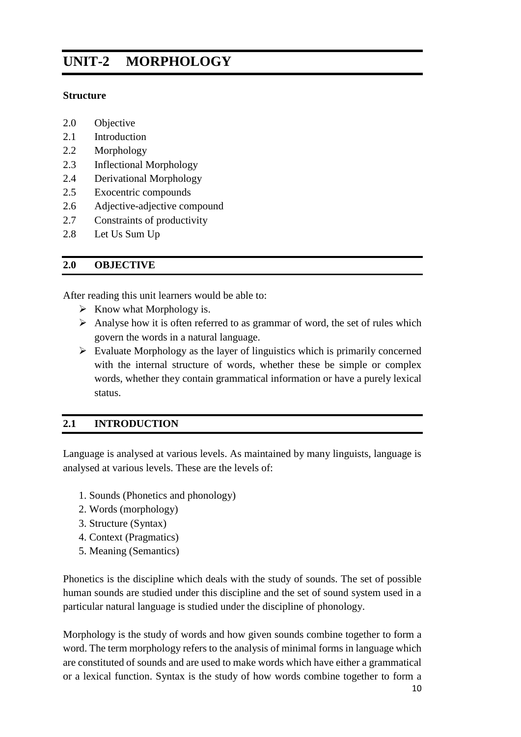# UNIT-2 MORPHOLOGY

**Structure**

2.0 Objective
2.1 Introduction
2.2 Morphology
2.3 Inflectional Morphology
2.4 Derivational Morphology
2.5 Exocentric compounds
2.6 Adjective-adjective compound
2.7 Constraints of productivity
2.8 Let Us Sum Up

## 2.0 OBJECTIVE

After reading this unit learners would be able to:

- Know what Morphology is.
- Analyse how it is often referred to as grammar of word, the set of rules which govern the words in a natural language.
- Evaluate Morphology as the layer of linguistics which is primarily concerned with the internal structure of words, whether these be simple or complex words, whether they contain grammatical information or have a purely lexical status.

## 2.1 INTRODUCTION

Language is analysed at various levels. As maintained by many linguists, language is analysed at various levels. These are the levels of:

1. Sounds (Phonetics and phonology)
2. Words (morphology)
3. Structure (Syntax)
4. Context (Pragmatics)
5. Meaning (Semantics)

Phonetics is the discipline which deals with the study of sounds. The set of possible human sounds are studied under this discipline and the set of sound system used in a particular natural language is studied under the discipline of phonology.

Morphology is the study of words and how given sounds combine together to form a word. The term morphology refers to the analysis of minimal forms in language which are constituted of sounds and are used to make words which have either a grammatical or a lexical function. Syntax is the study of how words combine together to form a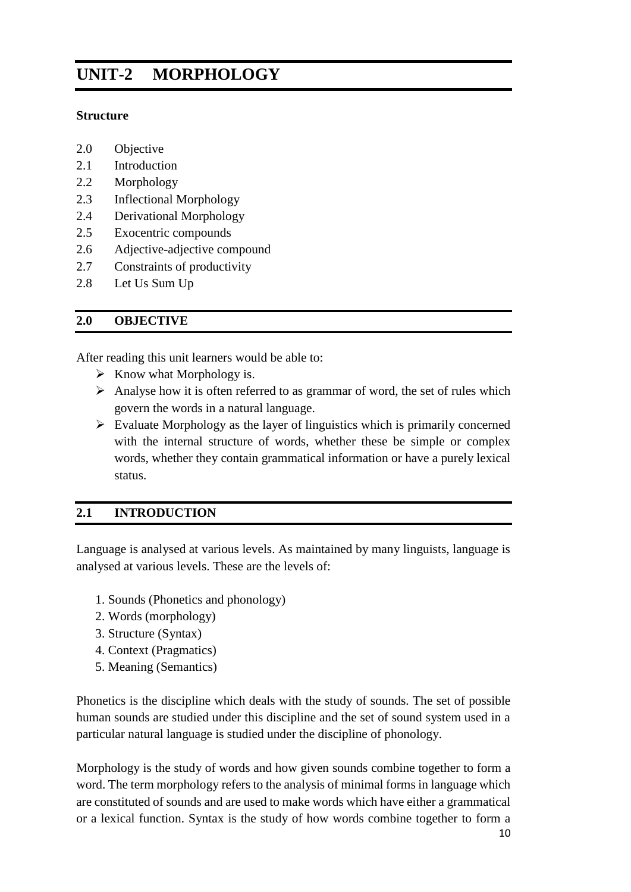# UNIT-2 MORPHOLOGY

**Structure**

2.0 Objective
2.1 Introduction
2.2 Morphology
2.3 Inflectional Morphology
2.4 Derivational Morphology
2.5 Exocentric compounds
2.6 Adjective-adjective compound
2.7 Constraints of productivity
2.8 Let Us Sum Up

## 2.0 OBJECTIVE

After reading this unit learners would be able to:

- Know what Morphology is.
- Analyse how it is often referred to as grammar of word, the set of rules which govern the words in a natural language.
- Evaluate Morphology as the layer of linguistics which is primarily concerned with the internal structure of words, whether these be simple or complex words, whether they contain grammatical information or have a purely lexical status.

## 2.1 INTRODUCTION

Language is analysed at various levels. As maintained by many linguists, language is analysed at various levels. These are the levels of:

1. Sounds (Phonetics and phonology)
2. Words (morphology)
3. Structure (Syntax)
4. Context (Pragmatics)
5. Meaning (Semantics)

Phonetics is the discipline which deals with the study of sounds. The set of possible human sounds are studied under this discipline and the set of sound system used in a particular natural language is studied under the discipline of phonology.

Morphology is the study of words and how given sounds combine together to form a word. The term morphology refers to the analysis of minimal forms in language which are constituted of sounds and are used to make words which have either a grammatical or a lexical function. Syntax is the study of how words combine together to form a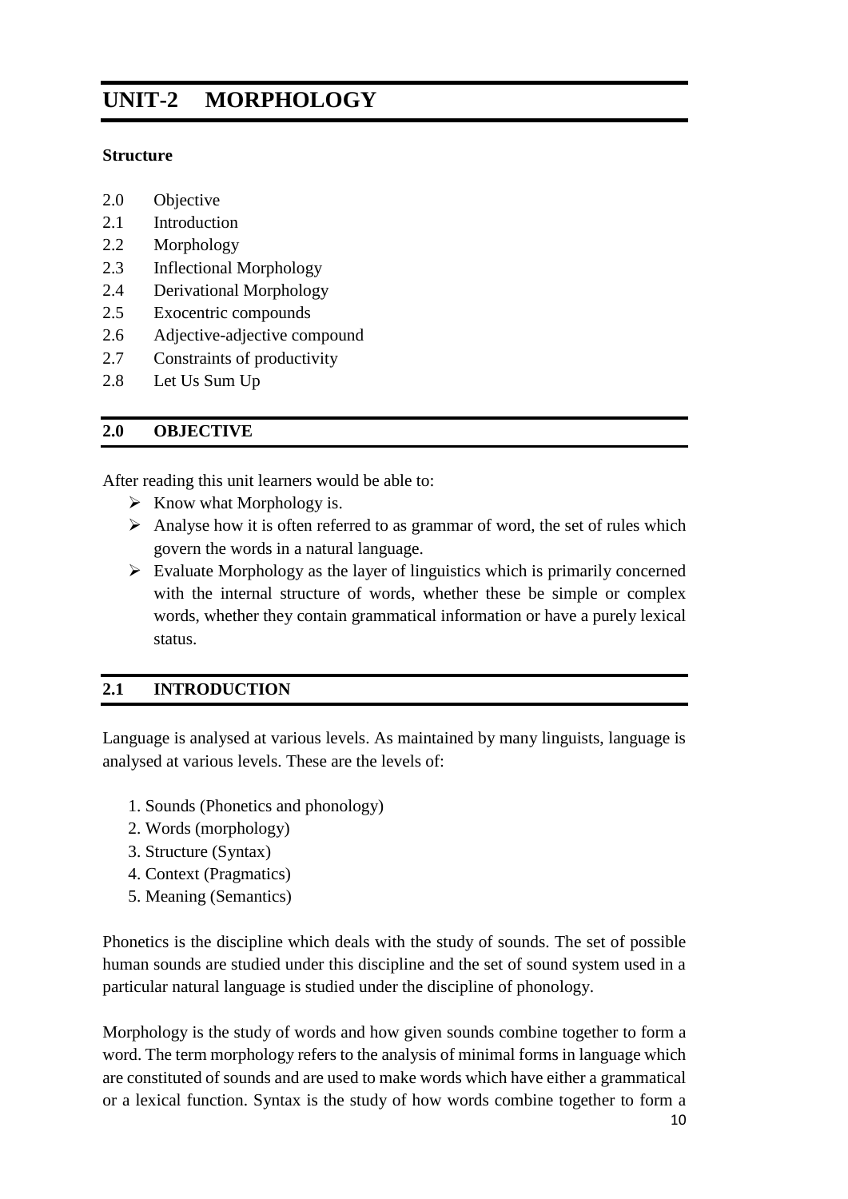# UNIT-2 MORPHOLOGY

**Structure**

2.0 Objective
2.1 Introduction
2.2 Morphology
2.3 Inflectional Morphology
2.4 Derivational Morphology
2.5 Exocentric compounds
2.6 Adjective-adjective compound
2.7 Constraints of productivity
2.8 Let Us Sum Up

## 2.0 OBJECTIVE

After reading this unit learners would be able to:

- Know what Morphology is.
- Analyse how it is often referred to as grammar of word, the set of rules which govern the words in a natural language.
- Evaluate Morphology as the layer of linguistics which is primarily concerned with the internal structure of words, whether these be simple or complex words, whether they contain grammatical information or have a purely lexical status.

## 2.1 INTRODUCTION

Language is analysed at various levels. As maintained by many linguists, language is analysed at various levels. These are the levels of:

1. Sounds (Phonetics and phonology)
2. Words (morphology)
3. Structure (Syntax)
4. Context (Pragmatics)
5. Meaning (Semantics)

Phonetics is the discipline which deals with the study of sounds. The set of possible human sounds are studied under this discipline and the set of sound system used in a particular natural language is studied under the discipline of phonology.

Morphology is the study of words and how given sounds combine together to form a word. The term morphology refers to the analysis of minimal forms in language which are constituted of sounds and are used to make words which have either a grammatical or a lexical function. Syntax is the study of how words combine together to form a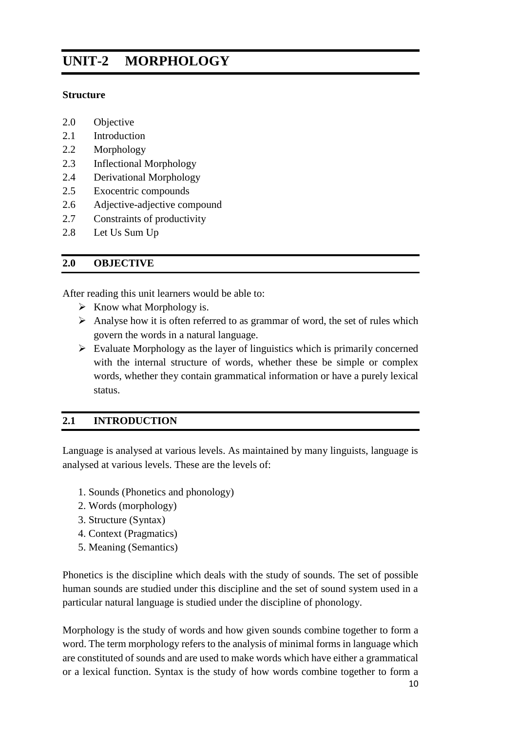# UNIT-2 MORPHOLOGY

**Structure**

2.0 Objective
2.1 Introduction
2.2 Morphology
2.3 Inflectional Morphology
2.4 Derivational Morphology
2.5 Exocentric compounds
2.6 Adjective-adjective compound
2.7 Constraints of productivity
2.8 Let Us Sum Up

## 2.0 OBJECTIVE

After reading this unit learners would be able to:

- Know what Morphology is.
- Analyse how it is often referred to as grammar of word, the set of rules which govern the words in a natural language.
- Evaluate Morphology as the layer of linguistics which is primarily concerned with the internal structure of words, whether these be simple or complex words, whether they contain grammatical information or have a purely lexical status.

## 2.1 INTRODUCTION

Language is analysed at various levels. As maintained by many linguists, language is analysed at various levels. These are the levels of:

1. Sounds (Phonetics and phonology)
2. Words (morphology)
3. Structure (Syntax)
4. Context (Pragmatics)
5. Meaning (Semantics)

Phonetics is the discipline which deals with the study of sounds. The set of possible human sounds are studied under this discipline and the set of sound system used in a particular natural language is studied under the discipline of phonology.

Morphology is the study of words and how given sounds combine together to form a word. The term morphology refers to the analysis of minimal forms in language which are constituted of sounds and are used to make words which have either a grammatical or a lexical function. Syntax is the study of how words combine together to form a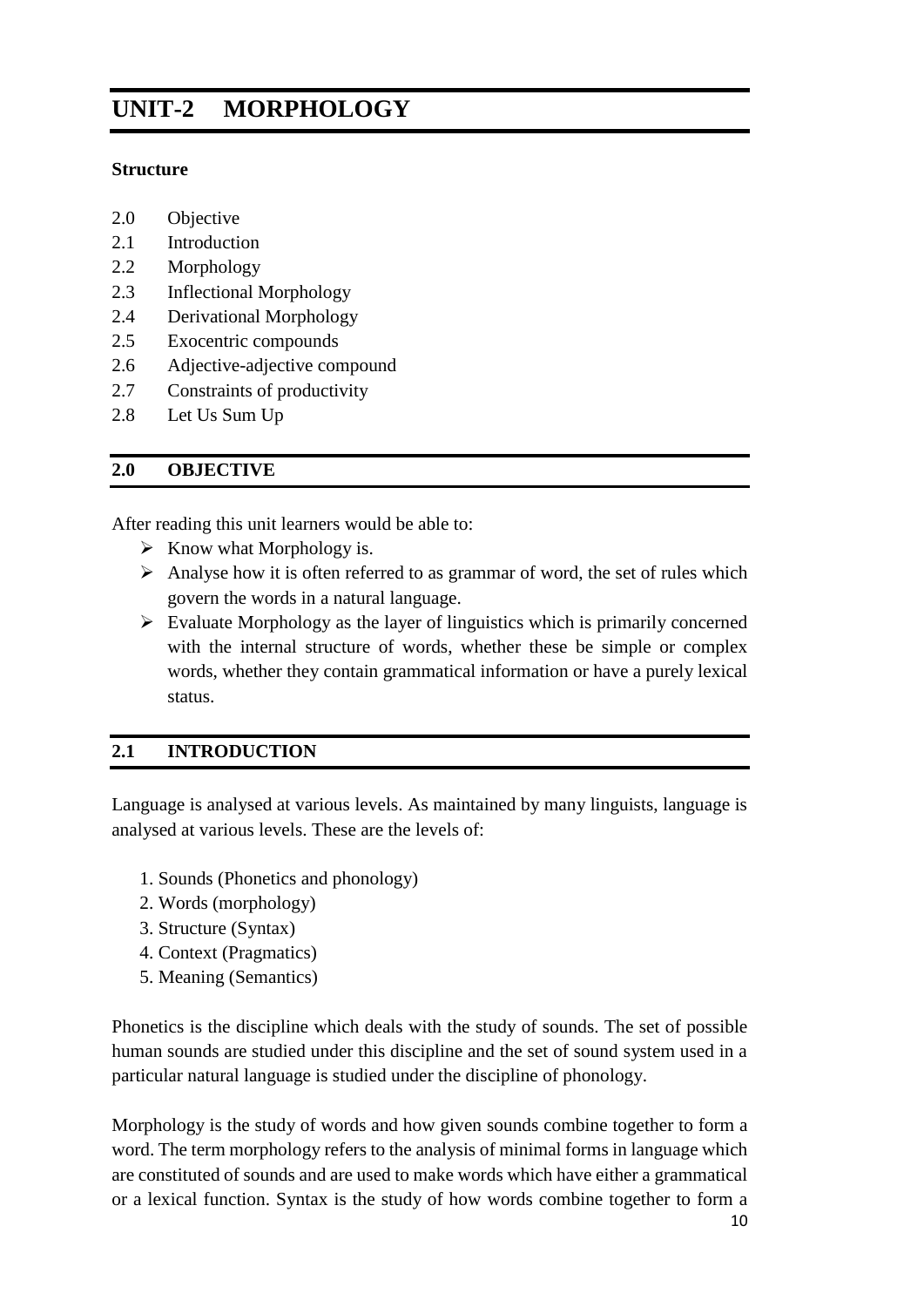# UNIT-2 MORPHOLOGY

**Structure**

2.0 Objective
2.1 Introduction
2.2 Morphology
2.3 Inflectional Morphology
2.4 Derivational Morphology
2.5 Exocentric compounds
2.6 Adjective-adjective compound
2.7 Constraints of productivity
2.8 Let Us Sum Up

## 2.0 OBJECTIVE

After reading this unit learners would be able to:

- Know what Morphology is.
- Analyse how it is often referred to as grammar of word, the set of rules which govern the words in a natural language.
- Evaluate Morphology as the layer of linguistics which is primarily concerned with the internal structure of words, whether these be simple or complex words, whether they contain grammatical information or have a purely lexical status.

## 2.1 INTRODUCTION

Language is analysed at various levels. As maintained by many linguists, language is analysed at various levels. These are the levels of:

1. Sounds (Phonetics and phonology)
2. Words (morphology)
3. Structure (Syntax)
4. Context (Pragmatics)
5. Meaning (Semantics)

Phonetics is the discipline which deals with the study of sounds. The set of possible human sounds are studied under this discipline and the set of sound system used in a particular natural language is studied under the discipline of phonology.

Morphology is the study of words and how given sounds combine together to form a word. The term morphology refers to the analysis of minimal forms in language which are constituted of sounds and are used to make words which have either a grammatical or a lexical function. Syntax is the study of how words combine together to form a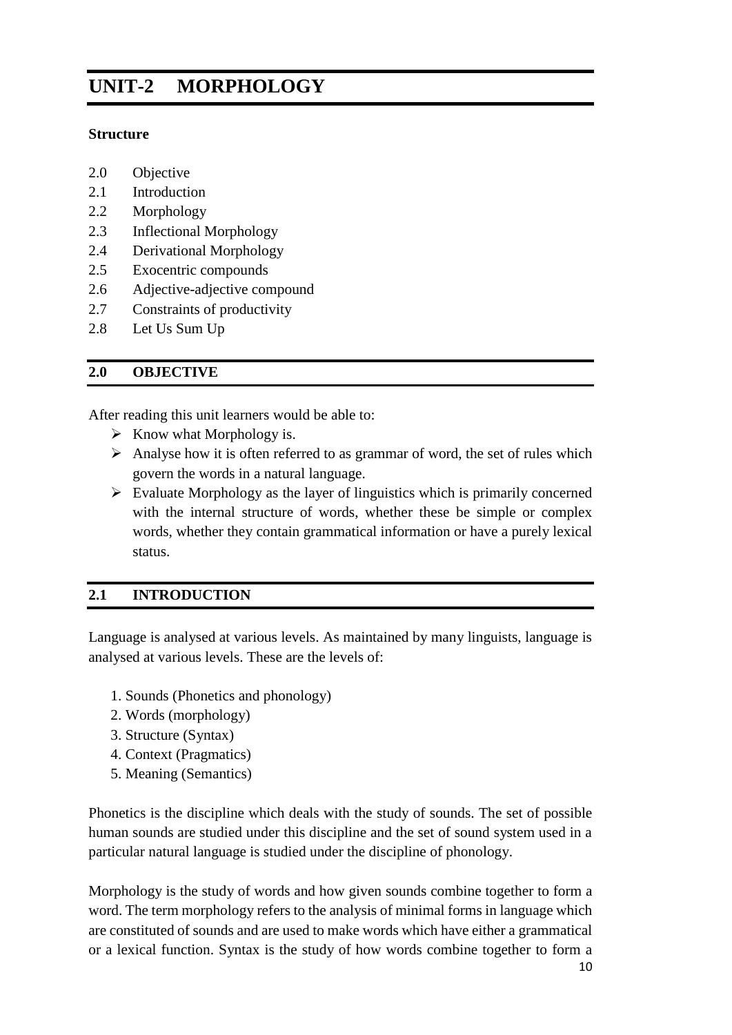# UNIT-2 MORPHOLOGY

**Structure**

2.0 Objective
2.1 Introduction
2.2 Morphology
2.3 Inflectional Morphology
2.4 Derivational Morphology
2.5 Exocentric compounds
2.6 Adjective-adjective compound
2.7 Constraints of productivity
2.8 Let Us Sum Up

## 2.0 OBJECTIVE

After reading this unit learners would be able to:

- Know what Morphology is.
- Analyse how it is often referred to as grammar of word, the set of rules which govern the words in a natural language.
- Evaluate Morphology as the layer of linguistics which is primarily concerned with the internal structure of words, whether these be simple or complex words, whether they contain grammatical information or have a purely lexical status.

## 2.1 INTRODUCTION

Language is analysed at various levels. As maintained by many linguists, language is analysed at various levels. These are the levels of:

1. Sounds (Phonetics and phonology)
2. Words (morphology)
3. Structure (Syntax)
4. Context (Pragmatics)
5. Meaning (Semantics)

Phonetics is the discipline which deals with the study of sounds. The set of possible human sounds are studied under this discipline and the set of sound system used in a particular natural language is studied under the discipline of phonology.

Morphology is the study of words and how given sounds combine together to form a word. The term morphology refers to the analysis of minimal forms in language which are constituted of sounds and are used to make words which have either a grammatical or a lexical function. Syntax is the study of how words combine together to form a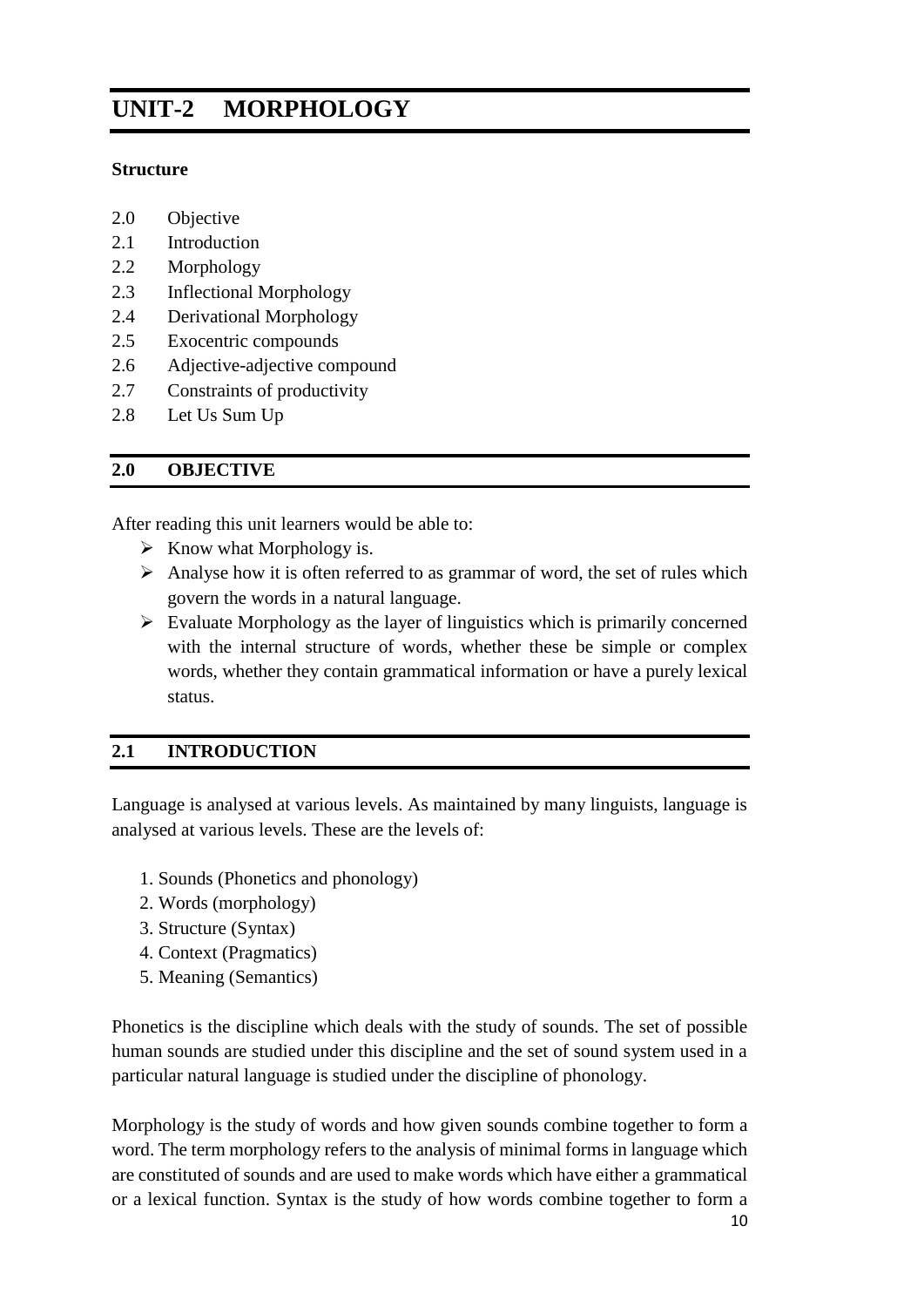# UNIT-2 MORPHOLOGY

**Structure**

2.0 Objective
2.1 Introduction
2.2 Morphology
2.3 Inflectional Morphology
2.4 Derivational Morphology
2.5 Exocentric compounds
2.6 Adjective-adjective compound
2.7 Constraints of productivity
2.8 Let Us Sum Up

## 2.0 OBJECTIVE

After reading this unit learners would be able to:

- Know what Morphology is.
- Analyse how it is often referred to as grammar of word, the set of rules which govern the words in a natural language.
- Evaluate Morphology as the layer of linguistics which is primarily concerned with the internal structure of words, whether these be simple or complex words, whether they contain grammatical information or have a purely lexical status.

## 2.1 INTRODUCTION

Language is analysed at various levels. As maintained by many linguists, language is analysed at various levels. These are the levels of:

1. Sounds (Phonetics and phonology)
2. Words (morphology)
3. Structure (Syntax)
4. Context (Pragmatics)
5. Meaning (Semantics)

Phonetics is the discipline which deals with the study of sounds. The set of possible human sounds are studied under this discipline and the set of sound system used in a particular natural language is studied under the discipline of phonology.

Morphology is the study of words and how given sounds combine together to form a word. The term morphology refers to the analysis of minimal forms in language which are constituted of sounds and are used to make words which have either a grammatical or a lexical function. Syntax is the study of how words combine together to form a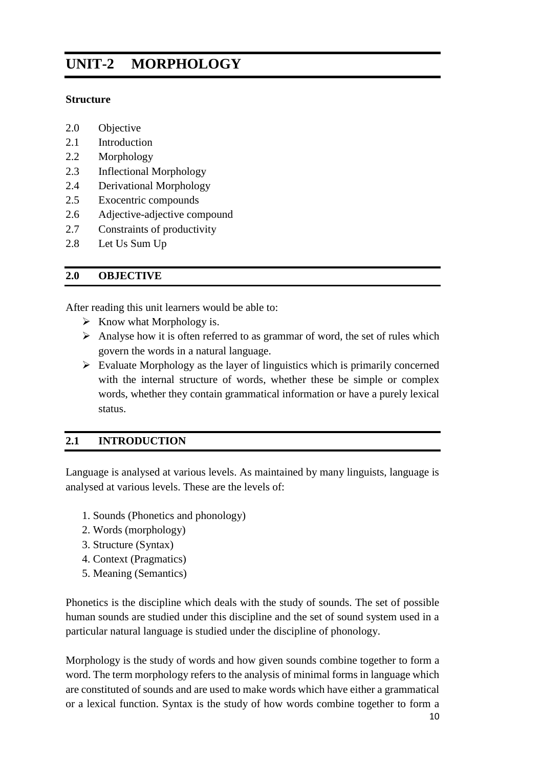# UNIT-2 MORPHOLOGY

**Structure**

2.0 Objective
2.1 Introduction
2.2 Morphology
2.3 Inflectional Morphology
2.4 Derivational Morphology
2.5 Exocentric compounds
2.6 Adjective-adjective compound
2.7 Constraints of productivity
2.8 Let Us Sum Up

## 2.0 OBJECTIVE

After reading this unit learners would be able to:

- Know what Morphology is.
- Analyse how it is often referred to as grammar of word, the set of rules which govern the words in a natural language.
- Evaluate Morphology as the layer of linguistics which is primarily concerned with the internal structure of words, whether these be simple or complex words, whether they contain grammatical information or have a purely lexical status.

## 2.1 INTRODUCTION

Language is analysed at various levels. As maintained by many linguists, language is analysed at various levels. These are the levels of:

1. Sounds (Phonetics and phonology)
2. Words (morphology)
3. Structure (Syntax)
4. Context (Pragmatics)
5. Meaning (Semantics)

Phonetics is the discipline which deals with the study of sounds. The set of possible human sounds are studied under this discipline and the set of sound system used in a particular natural language is studied under the discipline of phonology.

Morphology is the study of words and how given sounds combine together to form a word. The term morphology refers to the analysis of minimal forms in language which are constituted of sounds and are used to make words which have either a grammatical or a lexical function. Syntax is the study of how words combine together to form a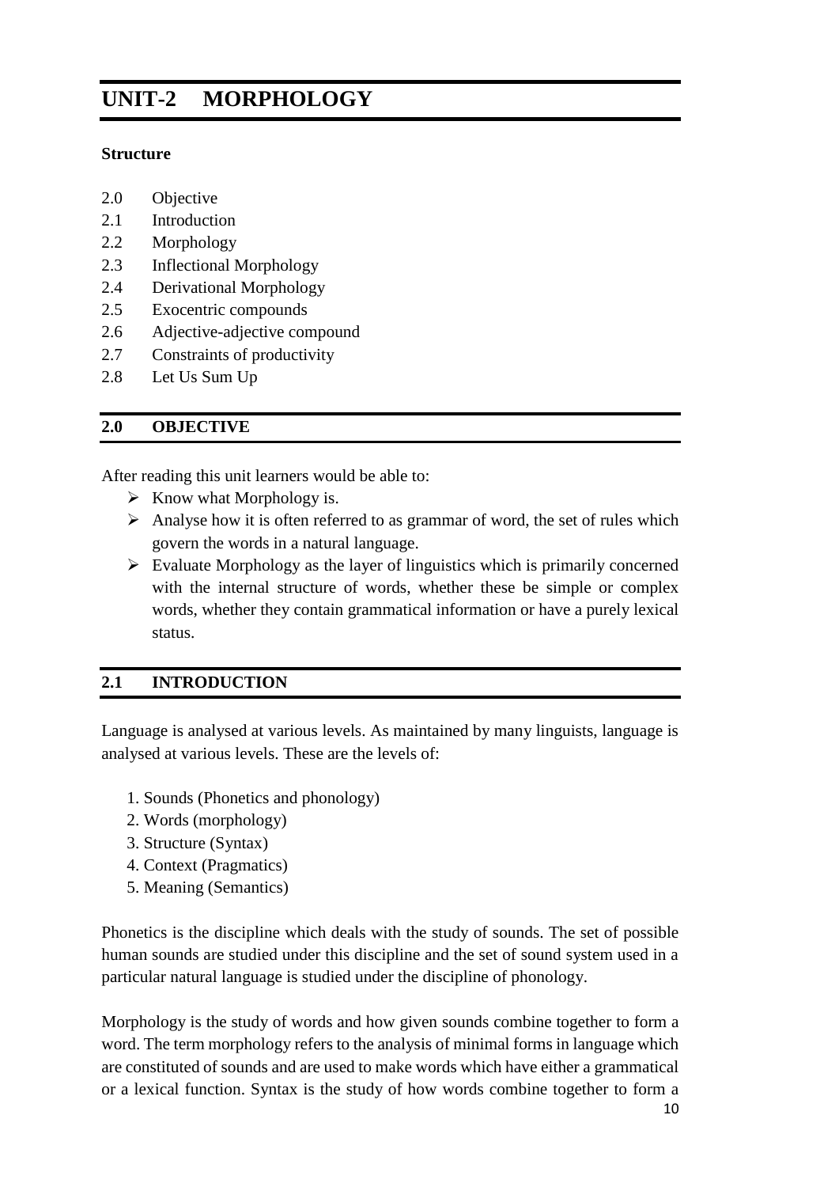# UNIT-2 MORPHOLOGY

**Structure**

2.0 Objective
2.1 Introduction
2.2 Morphology
2.3 Inflectional Morphology
2.4 Derivational Morphology
2.5 Exocentric compounds
2.6 Adjective-adjective compound
2.7 Constraints of productivity
2.8 Let Us Sum Up

## 2.0 OBJECTIVE

After reading this unit learners would be able to:

- Know what Morphology is.
- Analyse how it is often referred to as grammar of word, the set of rules which govern the words in a natural language.
- Evaluate Morphology as the layer of linguistics which is primarily concerned with the internal structure of words, whether these be simple or complex words, whether they contain grammatical information or have a purely lexical status.

## 2.1 INTRODUCTION

Language is analysed at various levels. As maintained by many linguists, language is analysed at various levels. These are the levels of:

1. Sounds (Phonetics and phonology)
2. Words (morphology)
3. Structure (Syntax)
4. Context (Pragmatics)
5. Meaning (Semantics)

Phonetics is the discipline which deals with the study of sounds. The set of possible human sounds are studied under this discipline and the set of sound system used in a particular natural language is studied under the discipline of phonology.

Morphology is the study of words and how given sounds combine together to form a word. The term morphology refers to the analysis of minimal forms in language which are constituted of sounds and are used to make words which have either a grammatical or a lexical function. Syntax is the study of how words combine together to form a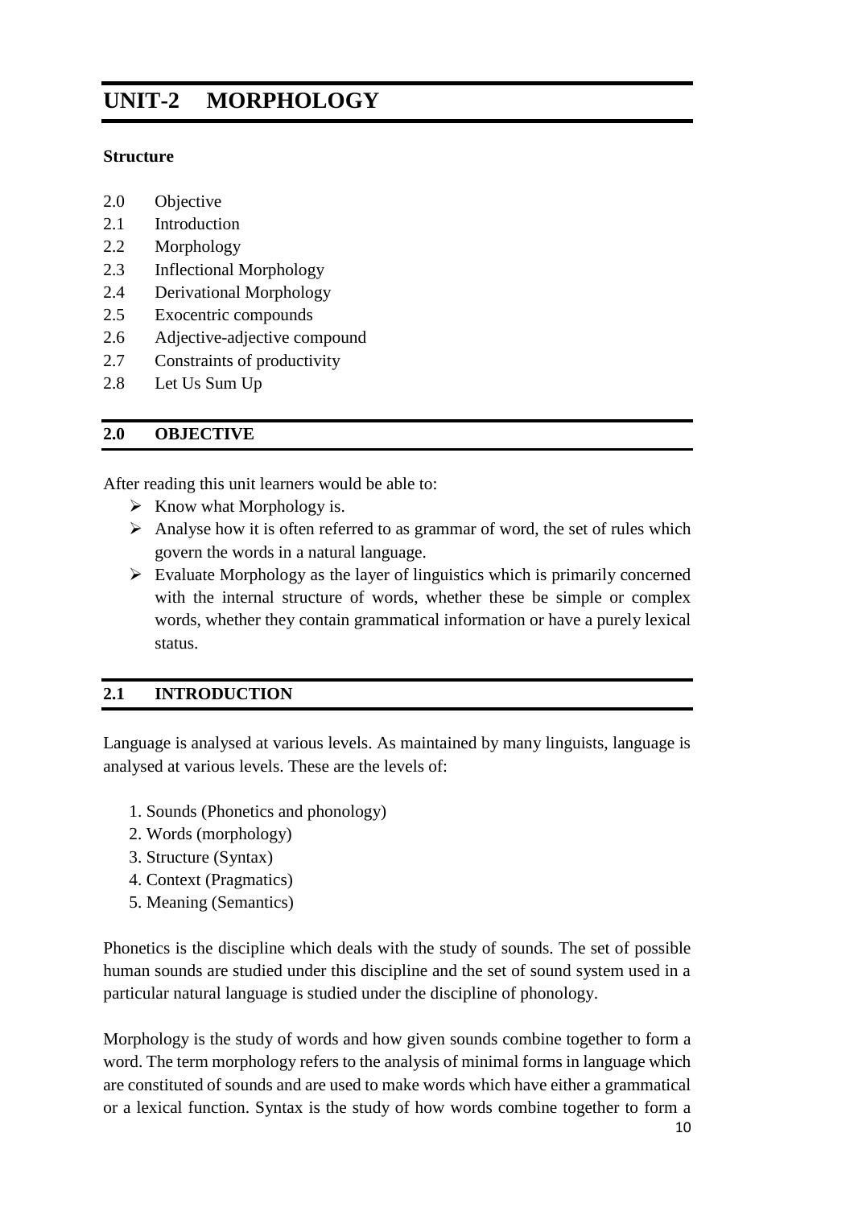# UNIT-2 MORPHOLOGY

**Structure**

2.0 Objective
2.1 Introduction
2.2 Morphology
2.3 Inflectional Morphology
2.4 Derivational Morphology
2.5 Exocentric compounds
2.6 Adjective-adjective compound
2.7 Constraints of productivity
2.8 Let Us Sum Up

## 2.0 OBJECTIVE

After reading this unit learners would be able to:

- Know what Morphology is.
- Analyse how it is often referred to as grammar of word, the set of rules which govern the words in a natural language.
- Evaluate Morphology as the layer of linguistics which is primarily concerned with the internal structure of words, whether these be simple or complex words, whether they contain grammatical information or have a purely lexical status.

## 2.1 INTRODUCTION

Language is analysed at various levels. As maintained by many linguists, language is analysed at various levels. These are the levels of:

1. Sounds (Phonetics and phonology)
2. Words (morphology)
3. Structure (Syntax)
4. Context (Pragmatics)
5. Meaning (Semantics)

Phonetics is the discipline which deals with the study of sounds. The set of possible human sounds are studied under this discipline and the set of sound system used in a particular natural language is studied under the discipline of phonology.

Morphology is the study of words and how given sounds combine together to form a word. The term morphology refers to the analysis of minimal forms in language which are constituted of sounds and are used to make words which have either a grammatical or a lexical function. Syntax is the study of how words combine together to form a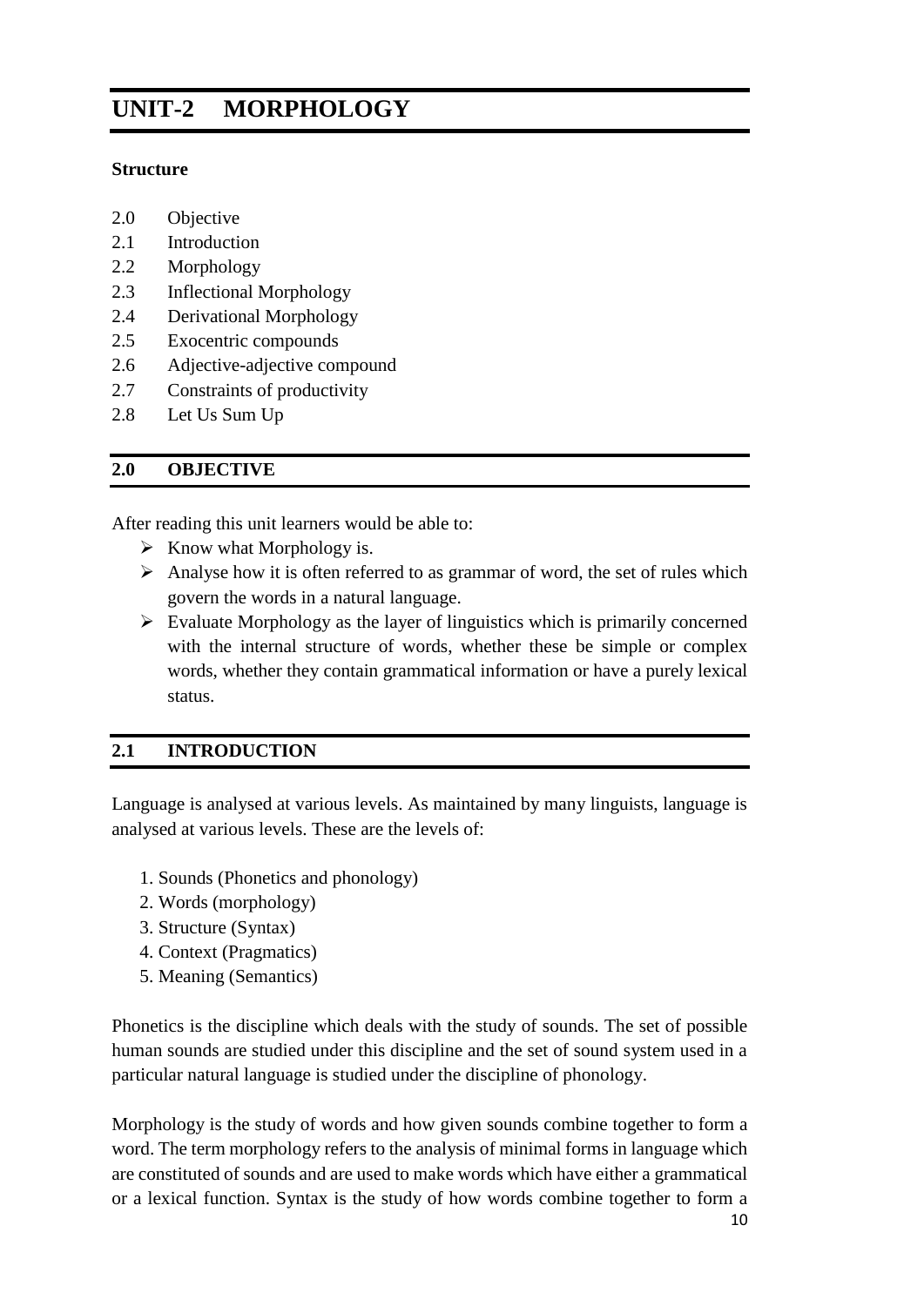# UNIT-2 MORPHOLOGY

**Structure**

2.0 Objective
2.1 Introduction
2.2 Morphology
2.3 Inflectional Morphology
2.4 Derivational Morphology
2.5 Exocentric compounds
2.6 Adjective-adjective compound
2.7 Constraints of productivity
2.8 Let Us Sum Up

## 2.0 OBJECTIVE

After reading this unit learners would be able to:

- Know what Morphology is.
- Analyse how it is often referred to as grammar of word, the set of rules which govern the words in a natural language.
- Evaluate Morphology as the layer of linguistics which is primarily concerned with the internal structure of words, whether these be simple or complex words, whether they contain grammatical information or have a purely lexical status.

## 2.1 INTRODUCTION

Language is analysed at various levels. As maintained by many linguists, language is analysed at various levels. These are the levels of:

1. Sounds (Phonetics and phonology)
2. Words (morphology)
3. Structure (Syntax)
4. Context (Pragmatics)
5. Meaning (Semantics)

Phonetics is the discipline which deals with the study of sounds. The set of possible human sounds are studied under this discipline and the set of sound system used in a particular natural language is studied under the discipline of phonology.

Morphology is the study of words and how given sounds combine together to form a word. The term morphology refers to the analysis of minimal forms in language which are constituted of sounds and are used to make words which have either a grammatical or a lexical function. Syntax is the study of how words combine together to form a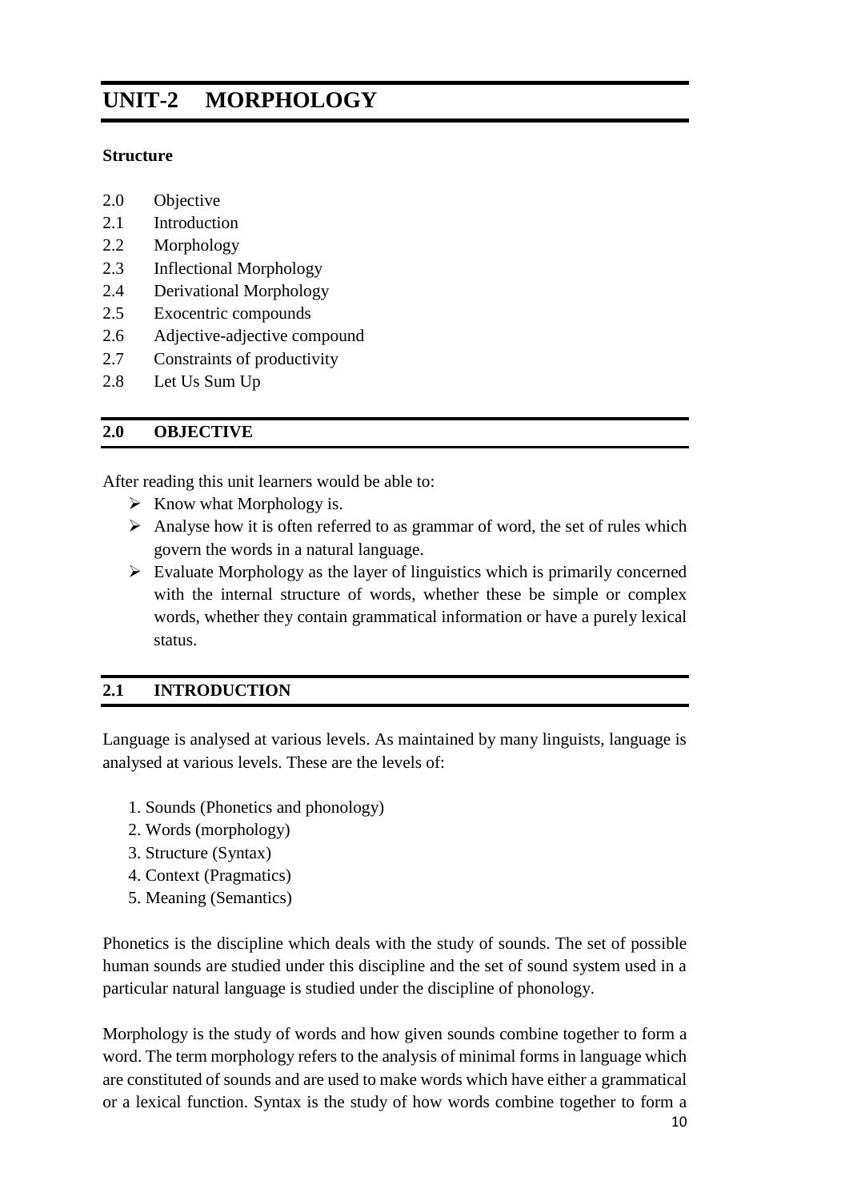# UNIT-2 MORPHOLOGY

**Structure**

2.0 Objective
2.1 Introduction
2.2 Morphology
2.3 Inflectional Morphology
2.4 Derivational Morphology
2.5 Exocentric compounds
2.6 Adjective-adjective compound
2.7 Constraints of productivity
2.8 Let Us Sum Up

## 2.0 OBJECTIVE

After reading this unit learners would be able to:

- Know what Morphology is.
- Analyse how it is often referred to as grammar of word, the set of rules which govern the words in a natural language.
- Evaluate Morphology as the layer of linguistics which is primarily concerned with the internal structure of words, whether these be simple or complex words, whether they contain grammatical information or have a purely lexical status.

## 2.1 INTRODUCTION

Language is analysed at various levels. As maintained by many linguists, language is analysed at various levels. These are the levels of:

1. Sounds (Phonetics and phonology)
2. Words (morphology)
3. Structure (Syntax)
4. Context (Pragmatics)
5. Meaning (Semantics)

Phonetics is the discipline which deals with the study of sounds. The set of possible human sounds are studied under this discipline and the set of sound system used in a particular natural language is studied under the discipline of phonology.

Morphology is the study of words and how given sounds combine together to form a word. The term morphology refers to the analysis of minimal forms in language which are constituted of sounds and are used to make words which have either a grammatical or a lexical function. Syntax is the study of how words combine together to form a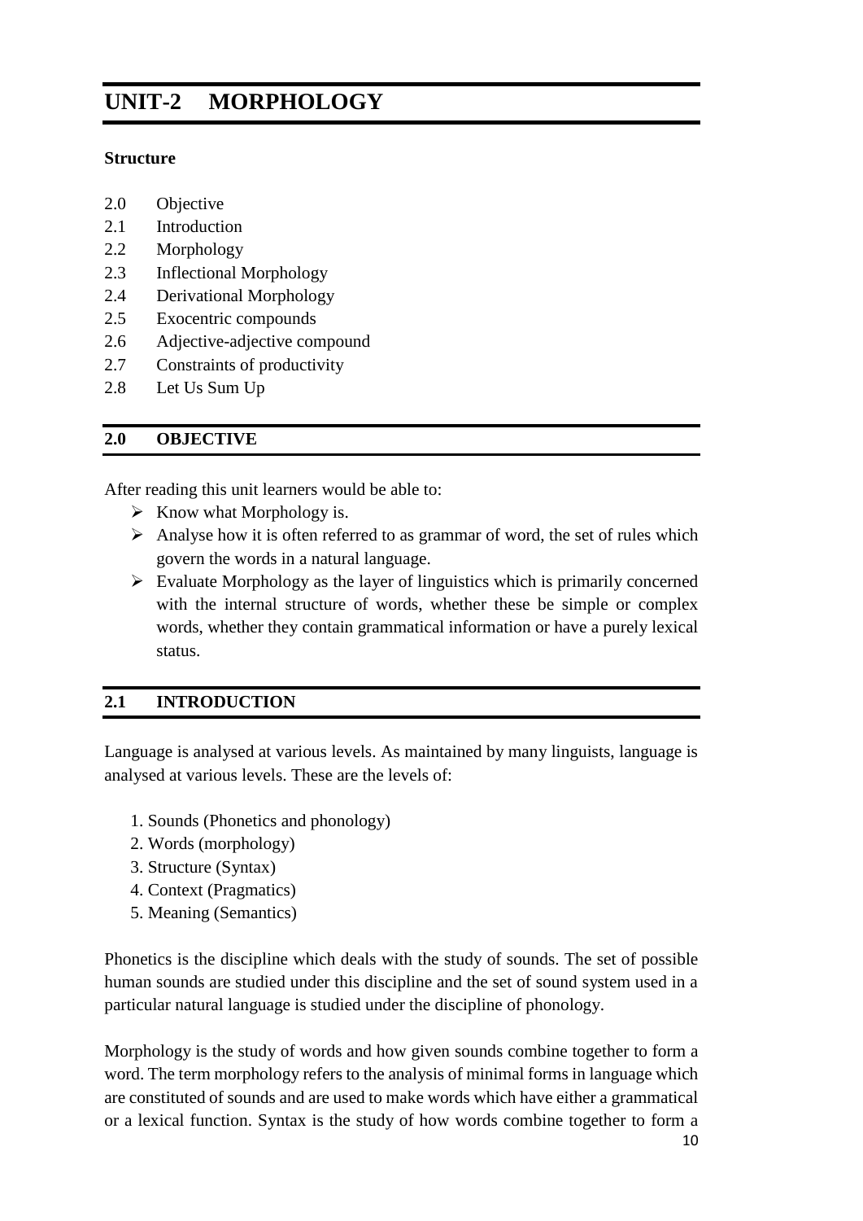# UNIT-2 MORPHOLOGY

**Structure**

2.0 Objective
2.1 Introduction
2.2 Morphology
2.3 Inflectional Morphology
2.4 Derivational Morphology
2.5 Exocentric compounds
2.6 Adjective-adjective compound
2.7 Constraints of productivity
2.8 Let Us Sum Up

## 2.0 OBJECTIVE

After reading this unit learners would be able to:

- Know what Morphology is.
- Analyse how it is often referred to as grammar of word, the set of rules which govern the words in a natural language.
- Evaluate Morphology as the layer of linguistics which is primarily concerned with the internal structure of words, whether these be simple or complex words, whether they contain grammatical information or have a purely lexical status.

## 2.1 INTRODUCTION

Language is analysed at various levels. As maintained by many linguists, language is analysed at various levels. These are the levels of:

1. Sounds (Phonetics and phonology)
2. Words (morphology)
3. Structure (Syntax)
4. Context (Pragmatics)
5. Meaning (Semantics)

Phonetics is the discipline which deals with the study of sounds. The set of possible human sounds are studied under this discipline and the set of sound system used in a particular natural language is studied under the discipline of phonology.

Morphology is the study of words and how given sounds combine together to form a word. The term morphology refers to the analysis of minimal forms in language which are constituted of sounds and are used to make words which have either a grammatical or a lexical function. Syntax is the study of how words combine together to form a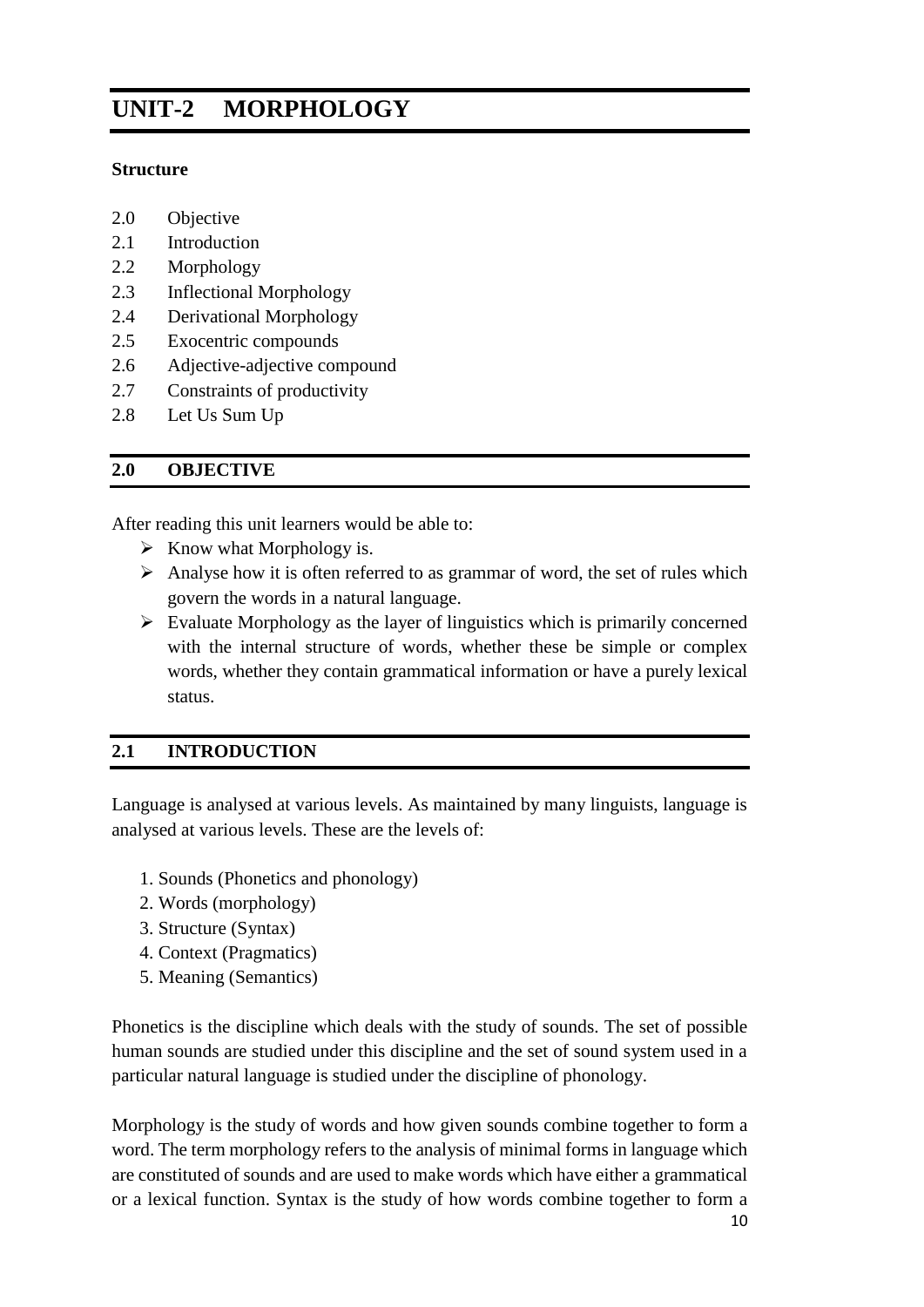# UNIT-2 MORPHOLOGY

**Structure**

2.0 Objective
2.1 Introduction
2.2 Morphology
2.3 Inflectional Morphology
2.4 Derivational Morphology
2.5 Exocentric compounds
2.6 Adjective-adjective compound
2.7 Constraints of productivity
2.8 Let Us Sum Up

## 2.0 OBJECTIVE

After reading this unit learners would be able to:

- Know what Morphology is.
- Analyse how it is often referred to as grammar of word, the set of rules which govern the words in a natural language.
- Evaluate Morphology as the layer of linguistics which is primarily concerned with the internal structure of words, whether these be simple or complex words, whether they contain grammatical information or have a purely lexical status.

## 2.1 INTRODUCTION

Language is analysed at various levels. As maintained by many linguists, language is analysed at various levels. These are the levels of:

1. Sounds (Phonetics and phonology)
2. Words (morphology)
3. Structure (Syntax)
4. Context (Pragmatics)
5. Meaning (Semantics)

Phonetics is the discipline which deals with the study of sounds. The set of possible human sounds are studied under this discipline and the set of sound system used in a particular natural language is studied under the discipline of phonology.

Morphology is the study of words and how given sounds combine together to form a word. The term morphology refers to the analysis of minimal forms in language which are constituted of sounds and are used to make words which have either a grammatical or a lexical function. Syntax is the study of how words combine together to form a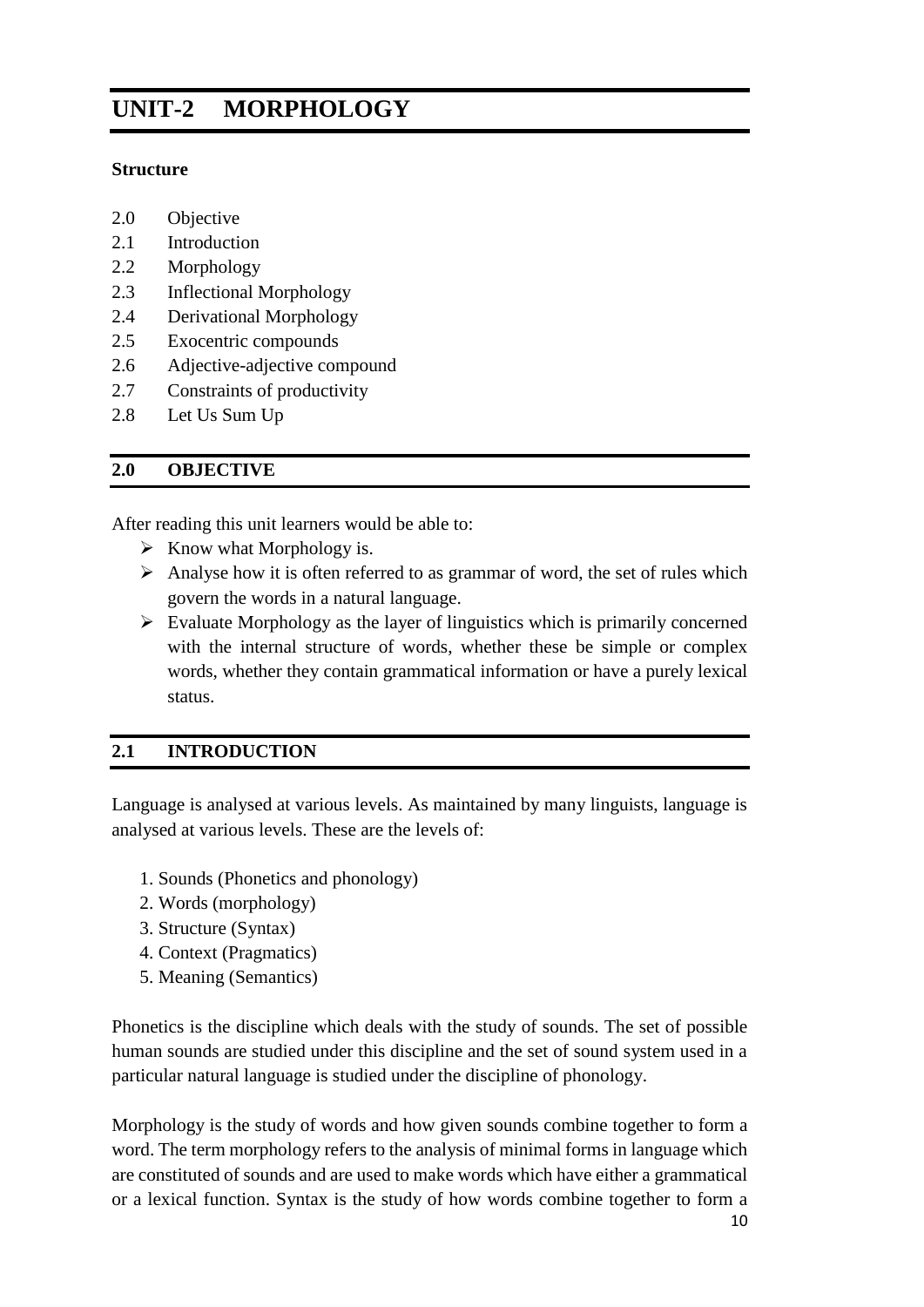# UNIT-2 MORPHOLOGY

**Structure**

2.0 Objective
2.1 Introduction
2.2 Morphology
2.3 Inflectional Morphology
2.4 Derivational Morphology
2.5 Exocentric compounds
2.6 Adjective-adjective compound
2.7 Constraints of productivity
2.8 Let Us Sum Up

## 2.0 OBJECTIVE

After reading this unit learners would be able to:

- Know what Morphology is.
- Analyse how it is often referred to as grammar of word, the set of rules which govern the words in a natural language.
- Evaluate Morphology as the layer of linguistics which is primarily concerned with the internal structure of words, whether these be simple or complex words, whether they contain grammatical information or have a purely lexical status.

## 2.1 INTRODUCTION

Language is analysed at various levels. As maintained by many linguists, language is analysed at various levels. These are the levels of:

1. Sounds (Phonetics and phonology)
2. Words (morphology)
3. Structure (Syntax)
4. Context (Pragmatics)
5. Meaning (Semantics)

Phonetics is the discipline which deals with the study of sounds. The set of possible human sounds are studied under this discipline and the set of sound system used in a particular natural language is studied under the discipline of phonology.

Morphology is the study of words and how given sounds combine together to form a word. The term morphology refers to the analysis of minimal forms in language which are constituted of sounds and are used to make words which have either a grammatical or a lexical function. Syntax is the study of how words combine together to form a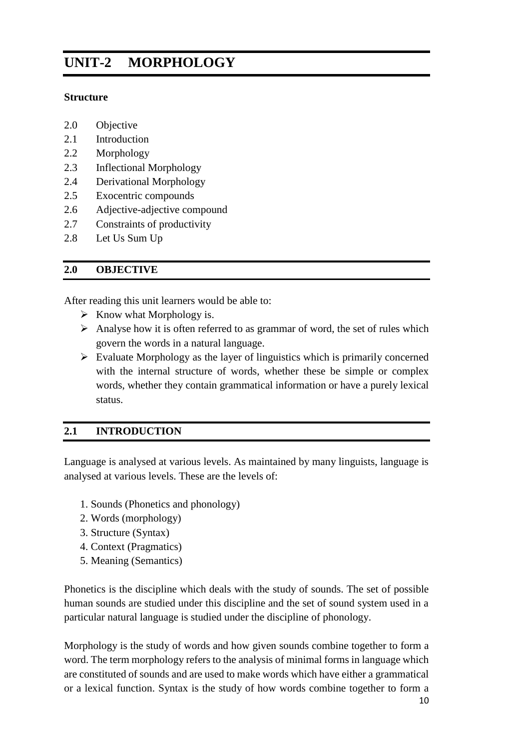# UNIT-2 MORPHOLOGY

**Structure**

2.0 Objective
2.1 Introduction
2.2 Morphology
2.3 Inflectional Morphology
2.4 Derivational Morphology
2.5 Exocentric compounds
2.6 Adjective-adjective compound
2.7 Constraints of productivity
2.8 Let Us Sum Up

## 2.0 OBJECTIVE

After reading this unit learners would be able to:

- Know what Morphology is.
- Analyse how it is often referred to as grammar of word, the set of rules which govern the words in a natural language.
- Evaluate Morphology as the layer of linguistics which is primarily concerned with the internal structure of words, whether these be simple or complex words, whether they contain grammatical information or have a purely lexical status.

## 2.1 INTRODUCTION

Language is analysed at various levels. As maintained by many linguists, language is analysed at various levels. These are the levels of:

1. Sounds (Phonetics and phonology)
2. Words (morphology)
3. Structure (Syntax)
4. Context (Pragmatics)
5. Meaning (Semantics)

Phonetics is the discipline which deals with the study of sounds. The set of possible human sounds are studied under this discipline and the set of sound system used in a particular natural language is studied under the discipline of phonology.

Morphology is the study of words and how given sounds combine together to form a word. The term morphology refers to the analysis of minimal forms in language which are constituted of sounds and are used to make words which have either a grammatical or a lexical function. Syntax is the study of how words combine together to form a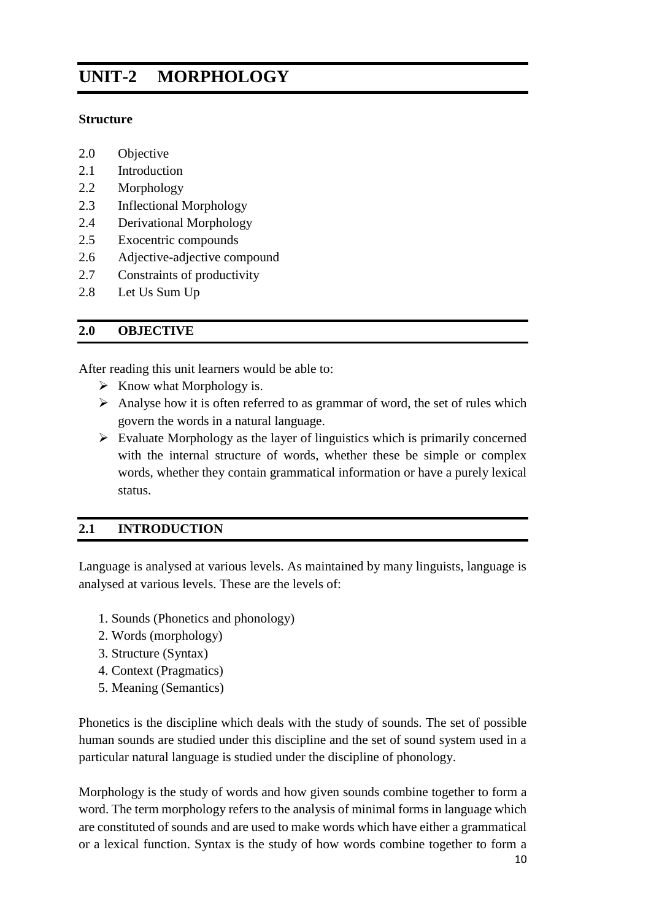# UNIT-2 MORPHOLOGY

**Structure**

2.0 Objective
2.1 Introduction
2.2 Morphology
2.3 Inflectional Morphology
2.4 Derivational Morphology
2.5 Exocentric compounds
2.6 Adjective-adjective compound
2.7 Constraints of productivity
2.8 Let Us Sum Up

## 2.0 OBJECTIVE

After reading this unit learners would be able to:

- Know what Morphology is.
- Analyse how it is often referred to as grammar of word, the set of rules which govern the words in a natural language.
- Evaluate Morphology as the layer of linguistics which is primarily concerned with the internal structure of words, whether these be simple or complex words, whether they contain grammatical information or have a purely lexical status.

## 2.1 INTRODUCTION

Language is analysed at various levels. As maintained by many linguists, language is analysed at various levels. These are the levels of:

1. Sounds (Phonetics and phonology)
2. Words (morphology)
3. Structure (Syntax)
4. Context (Pragmatics)
5. Meaning (Semantics)

Phonetics is the discipline which deals with the study of sounds. The set of possible human sounds are studied under this discipline and the set of sound system used in a particular natural language is studied under the discipline of phonology.

Morphology is the study of words and how given sounds combine together to form a word. The term morphology refers to the analysis of minimal forms in language which are constituted of sounds and are used to make words which have either a grammatical or a lexical function. Syntax is the study of how words combine together to form a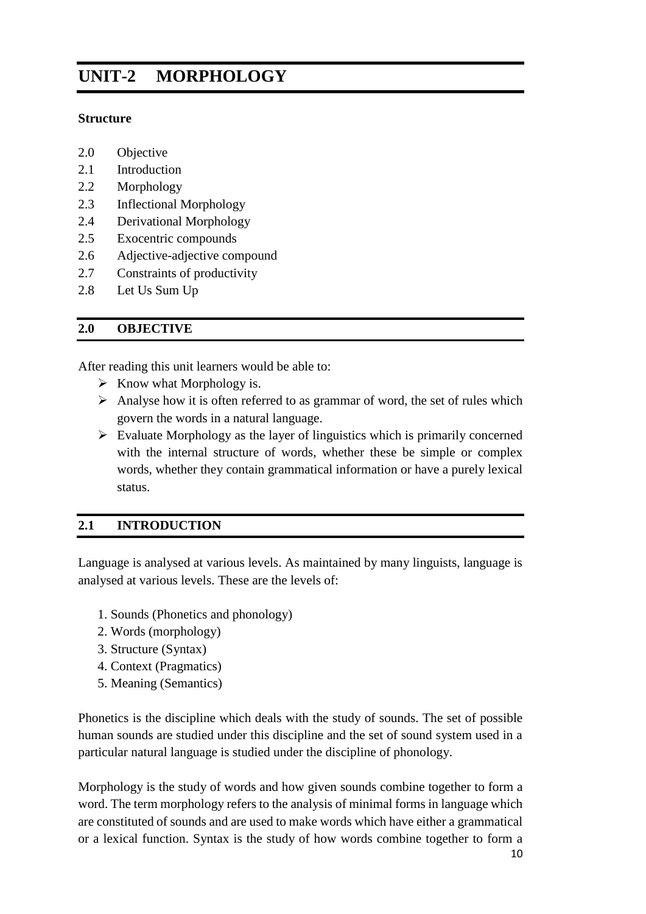# UNIT-2 MORPHOLOGY

**Structure**

2.0 Objective
2.1 Introduction
2.2 Morphology
2.3 Inflectional Morphology
2.4 Derivational Morphology
2.5 Exocentric compounds
2.6 Adjective-adjective compound
2.7 Constraints of productivity
2.8 Let Us Sum Up

## 2.0 OBJECTIVE

After reading this unit learners would be able to:

- Know what Morphology is.
- Analyse how it is often referred to as grammar of word, the set of rules which govern the words in a natural language.
- Evaluate Morphology as the layer of linguistics which is primarily concerned with the internal structure of words, whether these be simple or complex words, whether they contain grammatical information or have a purely lexical status.

## 2.1 INTRODUCTION

Language is analysed at various levels. As maintained by many linguists, language is analysed at various levels. These are the levels of:

1. Sounds (Phonetics and phonology)
2. Words (morphology)
3. Structure (Syntax)
4. Context (Pragmatics)
5. Meaning (Semantics)

Phonetics is the discipline which deals with the study of sounds. The set of possible human sounds are studied under this discipline and the set of sound system used in a particular natural language is studied under the discipline of phonology.

Morphology is the study of words and how given sounds combine together to form a word. The term morphology refers to the analysis of minimal forms in language which are constituted of sounds and are used to make words which have either a grammatical or a lexical function. Syntax is the study of how words combine together to form a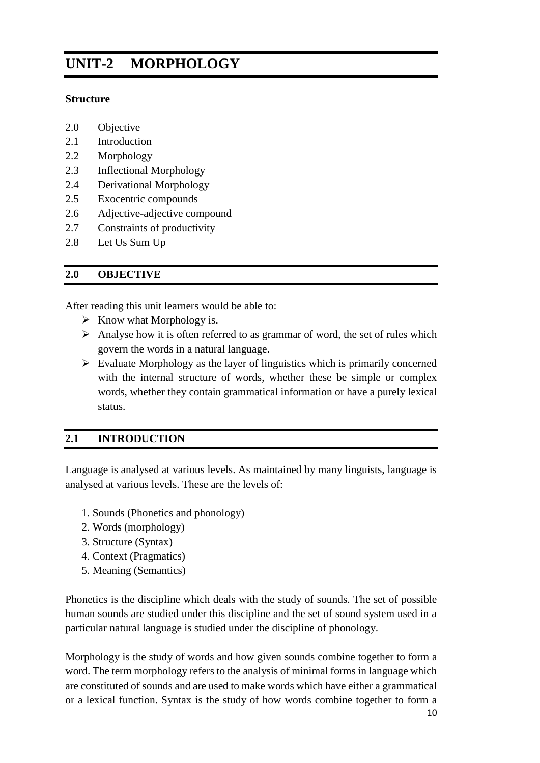# UNIT-2 MORPHOLOGY

**Structure**

2.0 Objective
2.1 Introduction
2.2 Morphology
2.3 Inflectional Morphology
2.4 Derivational Morphology
2.5 Exocentric compounds
2.6 Adjective-adjective compound
2.7 Constraints of productivity
2.8 Let Us Sum Up

## 2.0 OBJECTIVE

After reading this unit learners would be able to:

- Know what Morphology is.
- Analyse how it is often referred to as grammar of word, the set of rules which govern the words in a natural language.
- Evaluate Morphology as the layer of linguistics which is primarily concerned with the internal structure of words, whether these be simple or complex words, whether they contain grammatical information or have a purely lexical status.

## 2.1 INTRODUCTION

Language is analysed at various levels. As maintained by many linguists, language is analysed at various levels. These are the levels of:

1. Sounds (Phonetics and phonology)
2. Words (morphology)
3. Structure (Syntax)
4. Context (Pragmatics)
5. Meaning (Semantics)

Phonetics is the discipline which deals with the study of sounds. The set of possible human sounds are studied under this discipline and the set of sound system used in a particular natural language is studied under the discipline of phonology.

Morphology is the study of words and how given sounds combine together to form a word. The term morphology refers to the analysis of minimal forms in language which are constituted of sounds and are used to make words which have either a grammatical or a lexical function. Syntax is the study of how words combine together to form a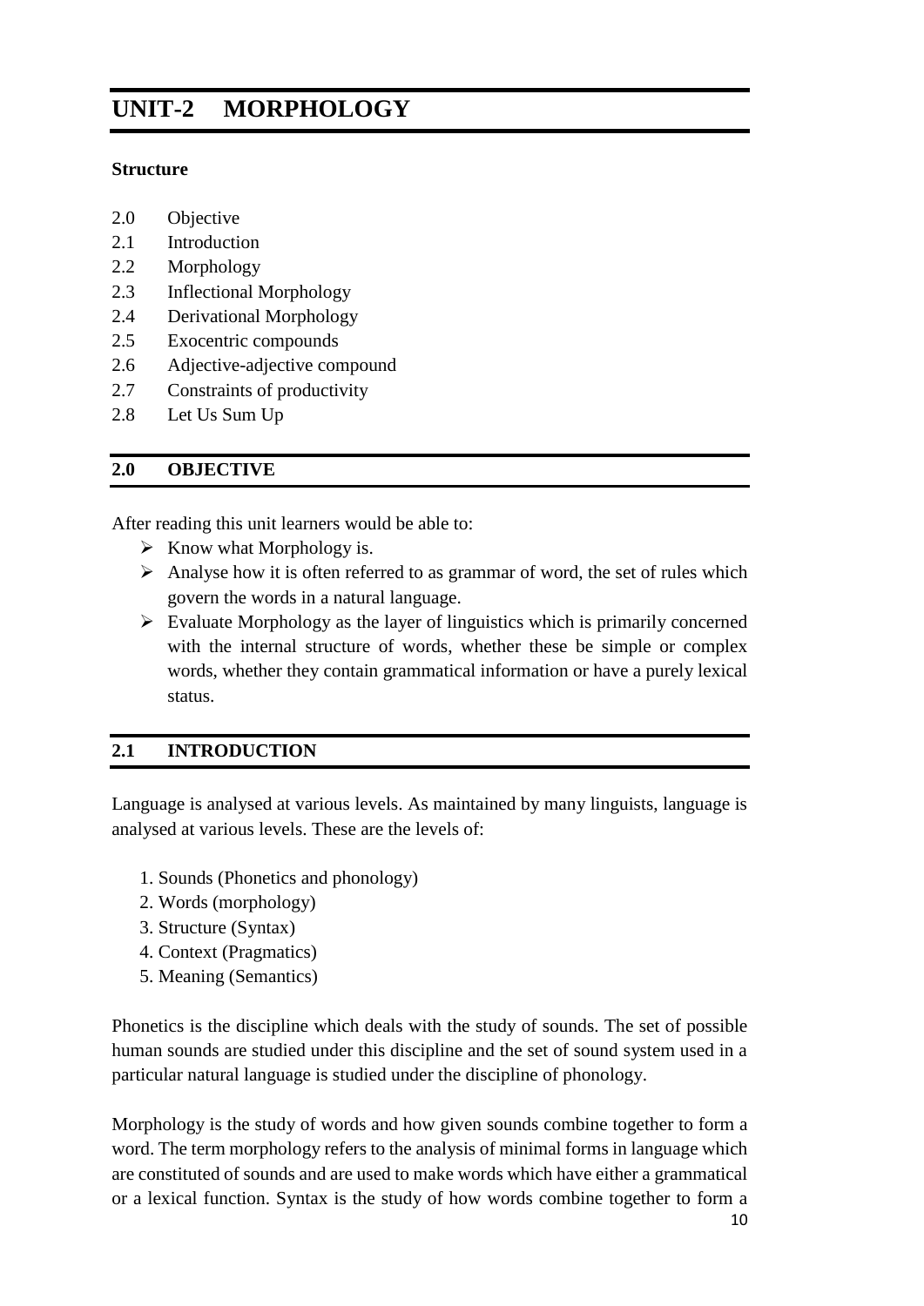# UNIT-2 MORPHOLOGY

**Structure**

2.0 Objective
2.1 Introduction
2.2 Morphology
2.3 Inflectional Morphology
2.4 Derivational Morphology
2.5 Exocentric compounds
2.6 Adjective-adjective compound
2.7 Constraints of productivity
2.8 Let Us Sum Up

## 2.0 OBJECTIVE

After reading this unit learners would be able to:

- Know what Morphology is.
- Analyse how it is often referred to as grammar of word, the set of rules which govern the words in a natural language.
- Evaluate Morphology as the layer of linguistics which is primarily concerned with the internal structure of words, whether these be simple or complex words, whether they contain grammatical information or have a purely lexical status.

## 2.1 INTRODUCTION

Language is analysed at various levels. As maintained by many linguists, language is analysed at various levels. These are the levels of:

1. Sounds (Phonetics and phonology)
2. Words (morphology)
3. Structure (Syntax)
4. Context (Pragmatics)
5. Meaning (Semantics)

Phonetics is the discipline which deals with the study of sounds. The set of possible human sounds are studied under this discipline and the set of sound system used in a particular natural language is studied under the discipline of phonology.

Morphology is the study of words and how given sounds combine together to form a word. The term morphology refers to the analysis of minimal forms in language which are constituted of sounds and are used to make words which have either a grammatical or a lexical function. Syntax is the study of how words combine together to form a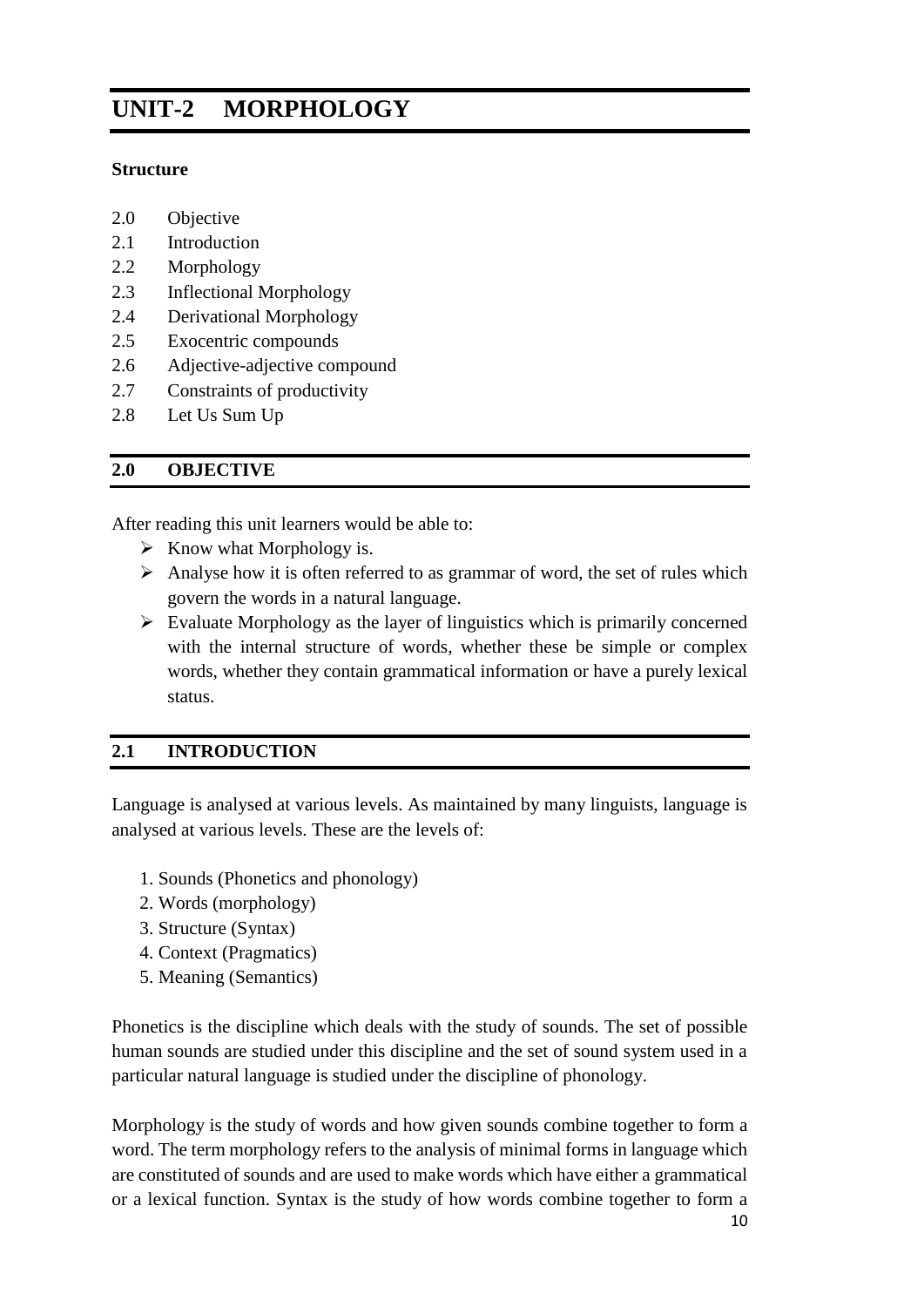# UNIT-2 MORPHOLOGY

**Structure**

- 2.0 Objective
- 2.1 Introduction
- 2.2 Morphology
- 2.3 Inflectional Morphology
- 2.4 Derivational Morphology
- 2.5 Exocentric compounds
- 2.6 Adjective-adjective compound
- 2.7 Constraints of productivity
- 2.8 Let Us Sum Up

## 2.0 OBJECTIVE

After reading this unit learners would be able to:

- Know what Morphology is.
- Analyse how it is often referred to as grammar of word, the set of rules which govern the words in a natural language.
- Evaluate Morphology as the layer of linguistics which is primarily concerned with the internal structure of words, whether these be simple or complex words, whether they contain grammatical information or have a purely lexical status.

## 2.1 INTRODUCTION

Language is analysed at various levels. As maintained by many linguists, language is analysed at various levels. These are the levels of:

1. Sounds (Phonetics and phonology)
2. Words (morphology)
3. Structure (Syntax)
4. Context (Pragmatics)
5. Meaning (Semantics)

Phonetics is the discipline which deals with the study of sounds. The set of possible human sounds are studied under this discipline and the set of sound system used in a particular natural language is studied under the discipline of phonology.

Morphology is the study of words and how given sounds combine together to form a word. The term morphology refers to the analysis of minimal forms in language which are constituted of sounds and are used to make words which have either a grammatical or a lexical function. Syntax is the study of how words combine together to form a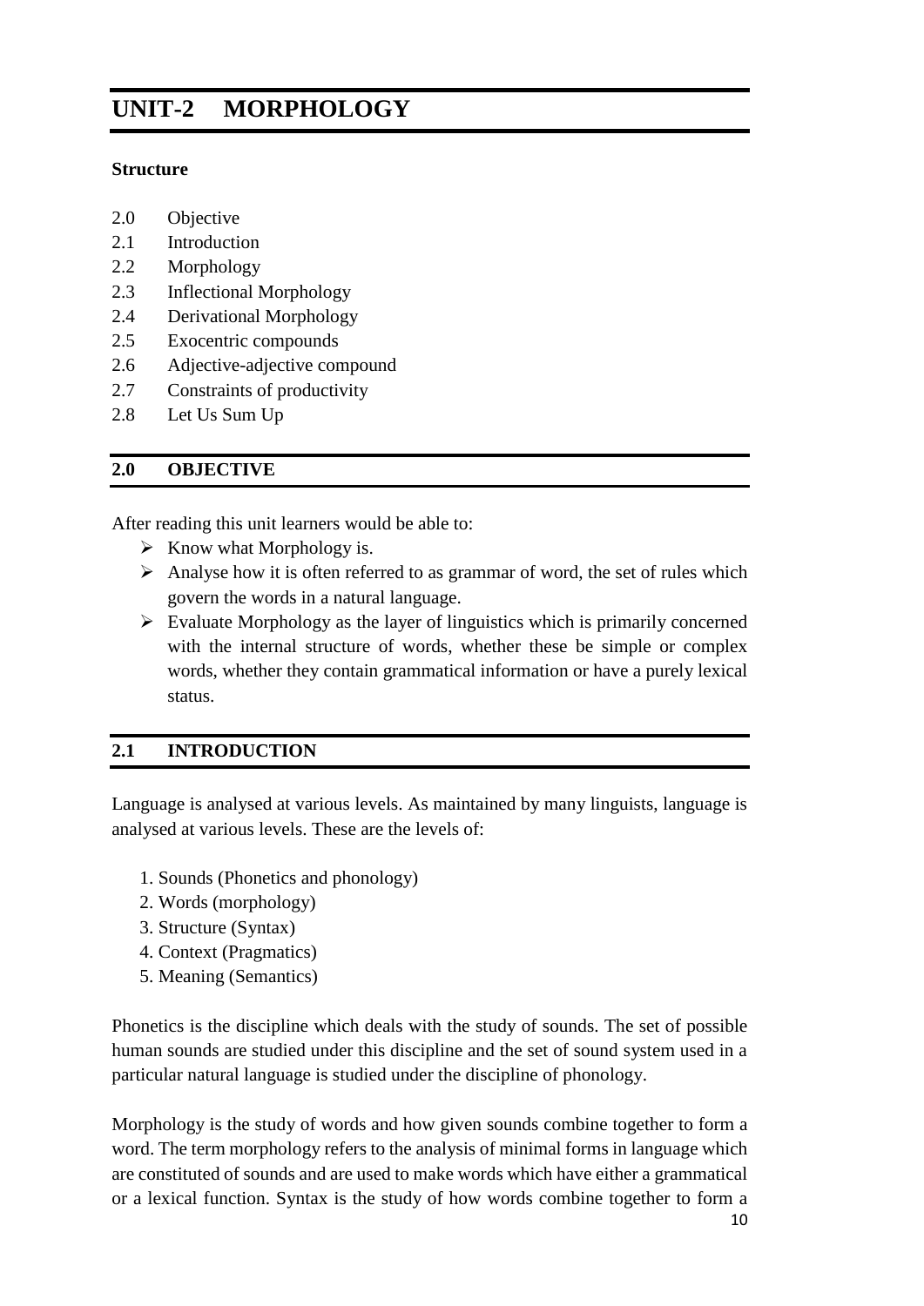# UNIT-2 MORPHOLOGY

**Structure**

2.0 Objective
2.1 Introduction
2.2 Morphology
2.3 Inflectional Morphology
2.4 Derivational Morphology
2.5 Exocentric compounds
2.6 Adjective-adjective compound
2.7 Constraints of productivity
2.8 Let Us Sum Up

## 2.0 OBJECTIVE

After reading this unit learners would be able to:

- Know what Morphology is.
- Analyse how it is often referred to as grammar of word, the set of rules which govern the words in a natural language.
- Evaluate Morphology as the layer of linguistics which is primarily concerned with the internal structure of words, whether these be simple or complex words, whether they contain grammatical information or have a purely lexical status.

## 2.1 INTRODUCTION

Language is analysed at various levels. As maintained by many linguists, language is analysed at various levels. These are the levels of:

1. Sounds (Phonetics and phonology)
2. Words (morphology)
3. Structure (Syntax)
4. Context (Pragmatics)
5. Meaning (Semantics)

Phonetics is the discipline which deals with the study of sounds. The set of possible human sounds are studied under this discipline and the set of sound system used in a particular natural language is studied under the discipline of phonology.

Morphology is the study of words and how given sounds combine together to form a word. The term morphology refers to the analysis of minimal forms in language which are constituted of sounds and are used to make words which have either a grammatical or a lexical function. Syntax is the study of how words combine together to form a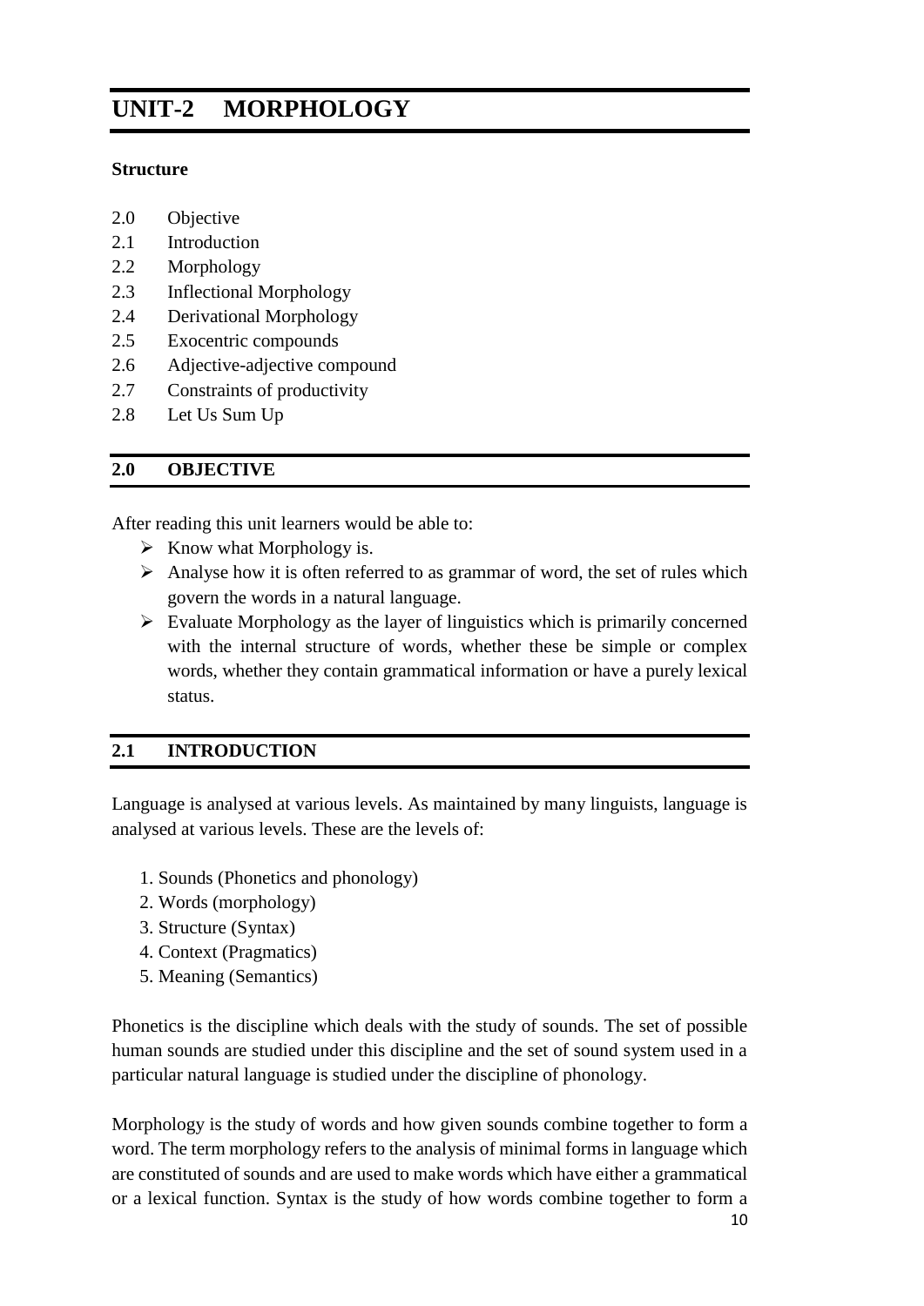# UNIT-2 MORPHOLOGY

**Structure**

2.0 Objective
2.1 Introduction
2.2 Morphology
2.3 Inflectional Morphology
2.4 Derivational Morphology
2.5 Exocentric compounds
2.6 Adjective-adjective compound
2.7 Constraints of productivity
2.8 Let Us Sum Up

## 2.0 OBJECTIVE

After reading this unit learners would be able to:

- Know what Morphology is.
- Analyse how it is often referred to as grammar of word, the set of rules which govern the words in a natural language.
- Evaluate Morphology as the layer of linguistics which is primarily concerned with the internal structure of words, whether these be simple or complex words, whether they contain grammatical information or have a purely lexical status.

## 2.1 INTRODUCTION

Language is analysed at various levels. As maintained by many linguists, language is analysed at various levels. These are the levels of:

1. Sounds (Phonetics and phonology)
2. Words (morphology)
3. Structure (Syntax)
4. Context (Pragmatics)
5. Meaning (Semantics)

Phonetics is the discipline which deals with the study of sounds. The set of possible human sounds are studied under this discipline and the set of sound system used in a particular natural language is studied under the discipline of phonology.

Morphology is the study of words and how given sounds combine together to form a word. The term morphology refers to the analysis of minimal forms in language which are constituted of sounds and are used to make words which have either a grammatical or a lexical function. Syntax is the study of how words combine together to form a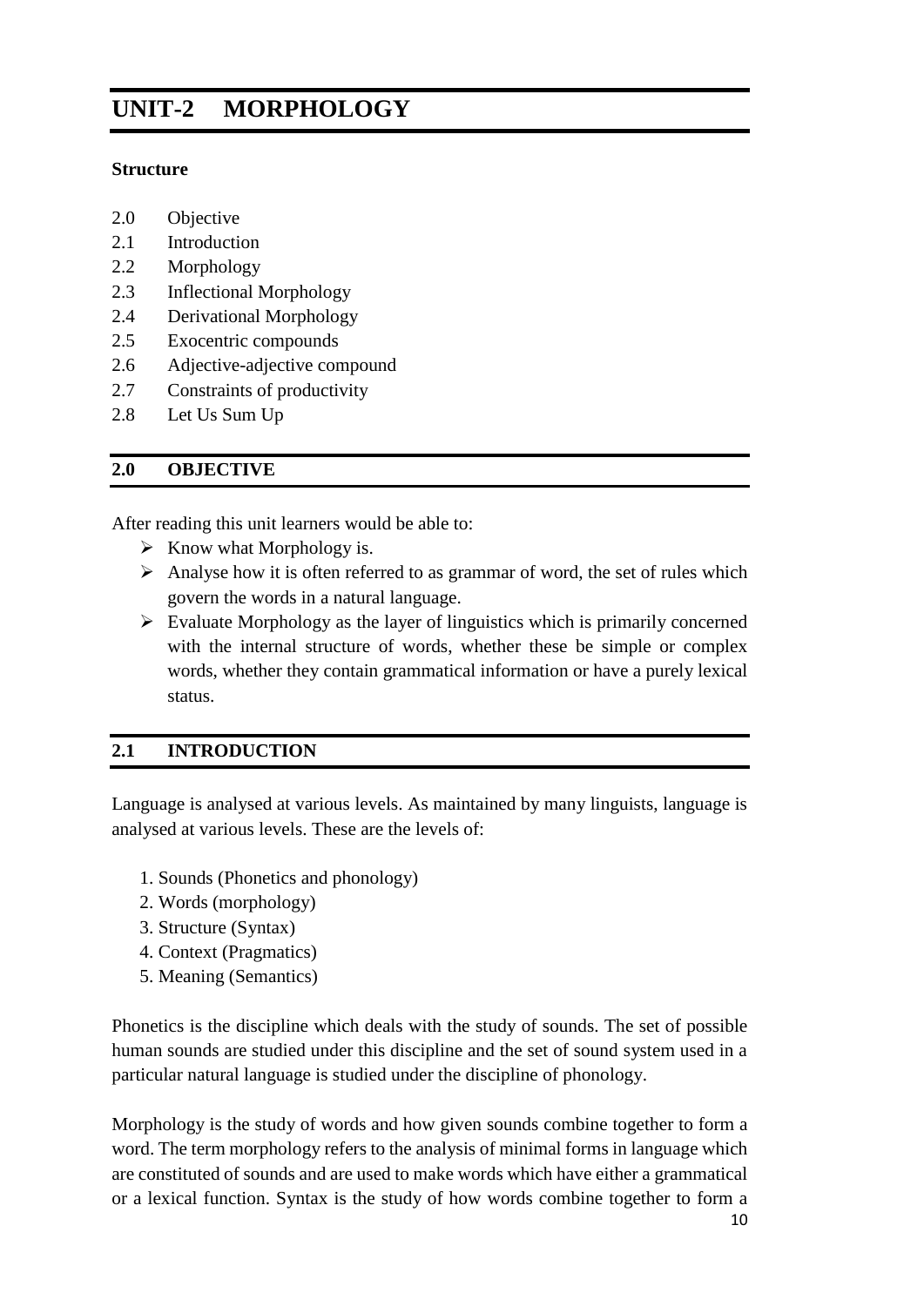# UNIT-2 MORPHOLOGY

**Structure**

2.0 Objective
2.1 Introduction
2.2 Morphology
2.3 Inflectional Morphology
2.4 Derivational Morphology
2.5 Exocentric compounds
2.6 Adjective-adjective compound
2.7 Constraints of productivity
2.8 Let Us Sum Up

## 2.0 OBJECTIVE

After reading this unit learners would be able to:

- Know what Morphology is.
- Analyse how it is often referred to as grammar of word, the set of rules which govern the words in a natural language.
- Evaluate Morphology as the layer of linguistics which is primarily concerned with the internal structure of words, whether these be simple or complex words, whether they contain grammatical information or have a purely lexical status.

## 2.1 INTRODUCTION

Language is analysed at various levels. As maintained by many linguists, language is analysed at various levels. These are the levels of:

1. Sounds (Phonetics and phonology)
2. Words (morphology)
3. Structure (Syntax)
4. Context (Pragmatics)
5. Meaning (Semantics)

Phonetics is the discipline which deals with the study of sounds. The set of possible human sounds are studied under this discipline and the set of sound system used in a particular natural language is studied under the discipline of phonology.

Morphology is the study of words and how given sounds combine together to form a word. The term morphology refers to the analysis of minimal forms in language which are constituted of sounds and are used to make words which have either a grammatical or a lexical function. Syntax is the study of how words combine together to form a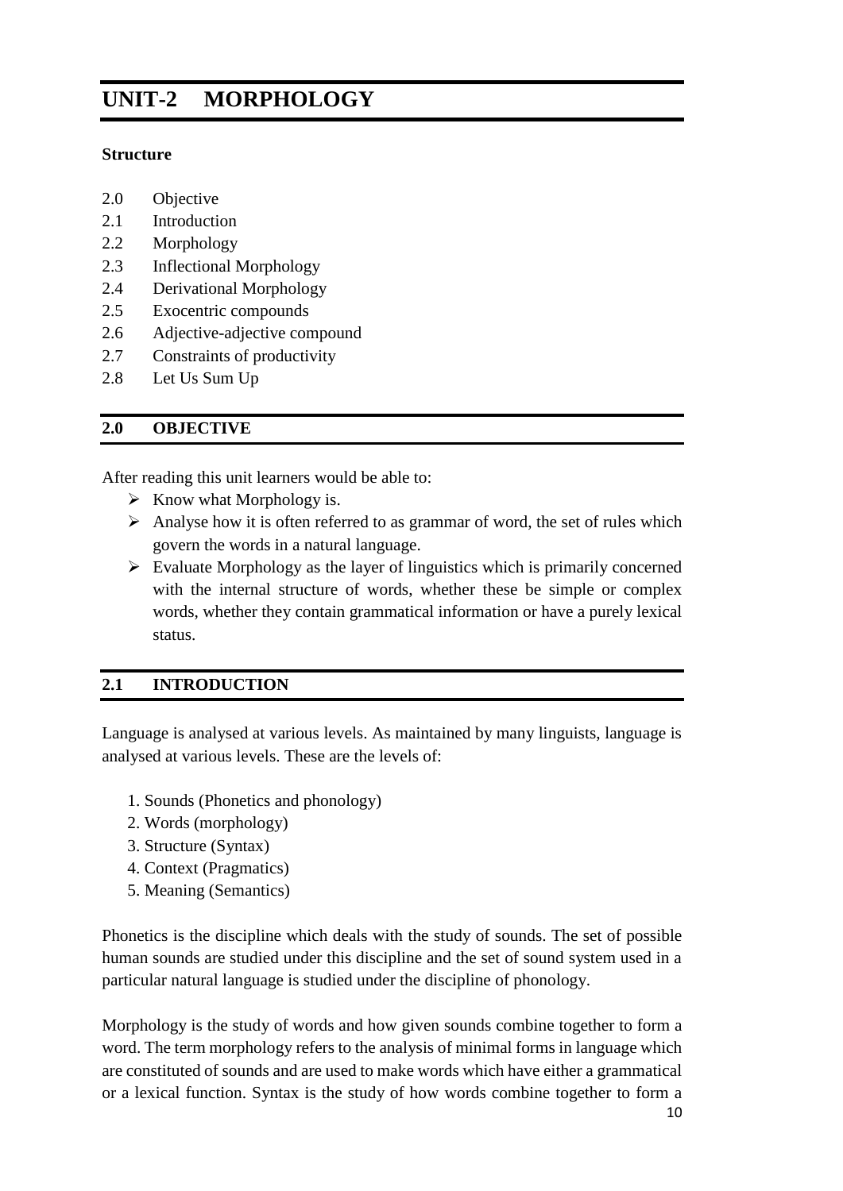# UNIT-2 MORPHOLOGY

**Structure**

2.0 Objective
2.1 Introduction
2.2 Morphology
2.3 Inflectional Morphology
2.4 Derivational Morphology
2.5 Exocentric compounds
2.6 Adjective-adjective compound
2.7 Constraints of productivity
2.8 Let Us Sum Up

## 2.0 OBJECTIVE

After reading this unit learners would be able to:

- Know what Morphology is.
- Analyse how it is often referred to as grammar of word, the set of rules which govern the words in a natural language.
- Evaluate Morphology as the layer of linguistics which is primarily concerned with the internal structure of words, whether these be simple or complex words, whether they contain grammatical information or have a purely lexical status.

## 2.1 INTRODUCTION

Language is analysed at various levels. As maintained by many linguists, language is analysed at various levels. These are the levels of:

1. Sounds (Phonetics and phonology)
2. Words (morphology)
3. Structure (Syntax)
4. Context (Pragmatics)
5. Meaning (Semantics)

Phonetics is the discipline which deals with the study of sounds. The set of possible human sounds are studied under this discipline and the set of sound system used in a particular natural language is studied under the discipline of phonology.

Morphology is the study of words and how given sounds combine together to form a word. The term morphology refers to the analysis of minimal forms in language which are constituted of sounds and are used to make words which have either a grammatical or a lexical function. Syntax is the study of how words combine together to form a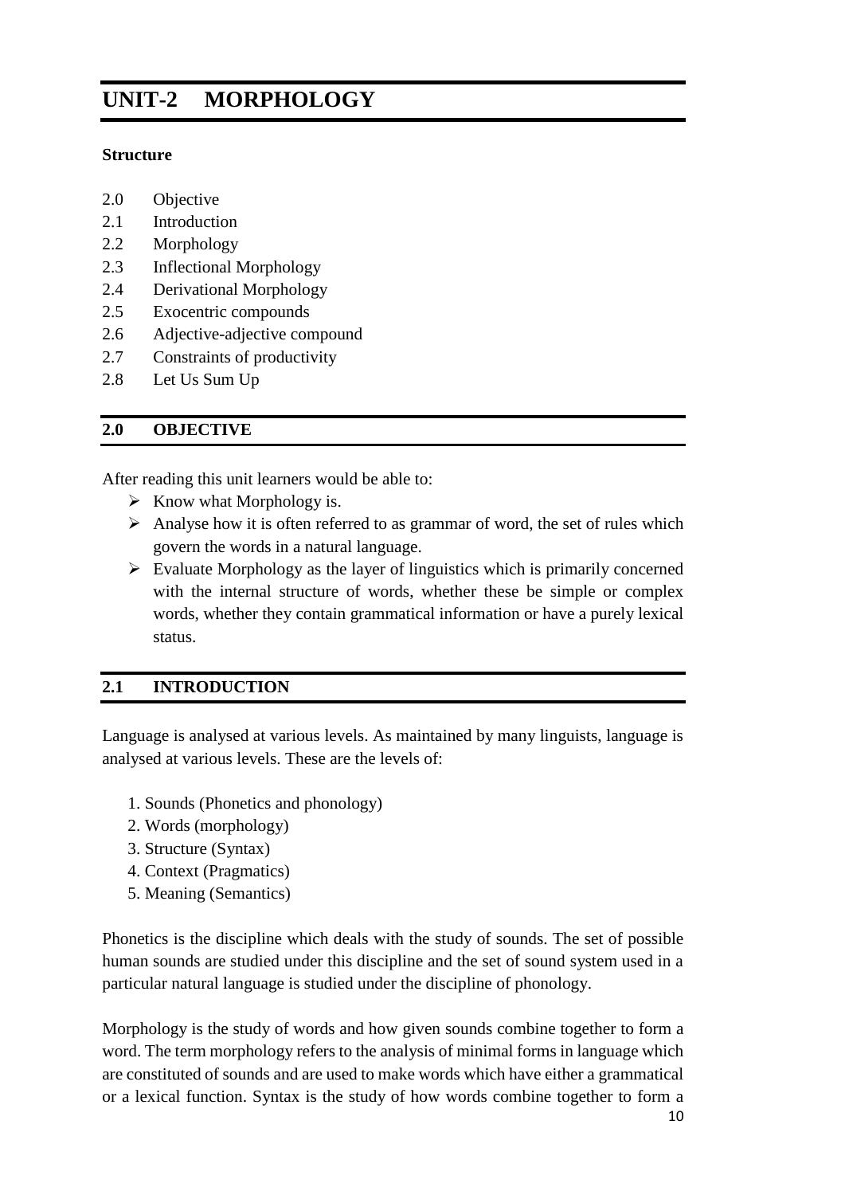# UNIT-2 MORPHOLOGY

**Structure**

2.0 Objective
2.1 Introduction
2.2 Morphology
2.3 Inflectional Morphology
2.4 Derivational Morphology
2.5 Exocentric compounds
2.6 Adjective-adjective compound
2.7 Constraints of productivity
2.8 Let Us Sum Up

## 2.0 OBJECTIVE

After reading this unit learners would be able to:

- Know what Morphology is.
- Analyse how it is often referred to as grammar of word, the set of rules which govern the words in a natural language.
- Evaluate Morphology as the layer of linguistics which is primarily concerned with the internal structure of words, whether these be simple or complex words, whether they contain grammatical information or have a purely lexical status.

## 2.1 INTRODUCTION

Language is analysed at various levels. As maintained by many linguists, language is analysed at various levels. These are the levels of:

1. Sounds (Phonetics and phonology)
2. Words (morphology)
3. Structure (Syntax)
4. Context (Pragmatics)
5. Meaning (Semantics)

Phonetics is the discipline which deals with the study of sounds. The set of possible human sounds are studied under this discipline and the set of sound system used in a particular natural language is studied under the discipline of phonology.

Morphology is the study of words and how given sounds combine together to form a word. The term morphology refers to the analysis of minimal forms in language which are constituted of sounds and are used to make words which have either a grammatical or a lexical function. Syntax is the study of how words combine together to form a